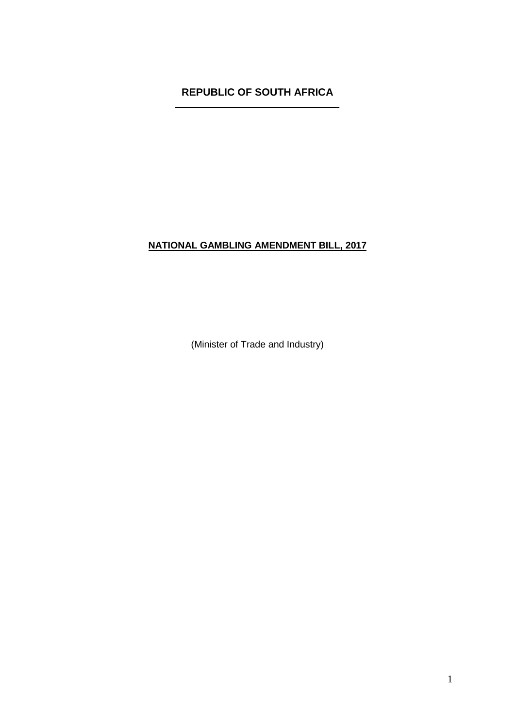**REPUBLIC OF SOUTH AFRICA**

---

**NATIONAL GAMBLING AMENDMENT BILL, 2017**

(Minister of Trade and Industry)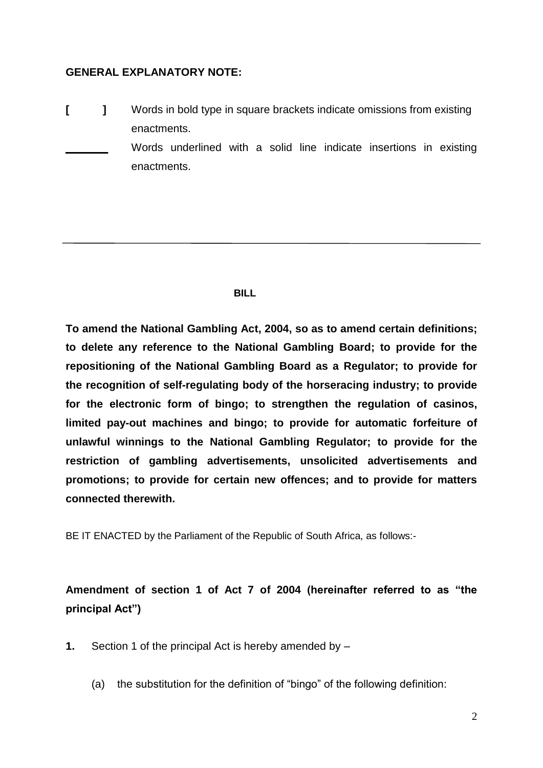**GENERAL EXPLANATORY NOTE:**

**[ ]** Words in bold type in square brackets indicate omissions from existing enactments.

\_\_\_\_\_\_\_\_ Words underlined with a solid line indicate insertions in existing enactments.

---

**BILL**

**To amend the National Gambling Act, 2004, so as to amend certain definitions; to delete any reference to the National Gambling Board; to provide for the repositioning of the National Gambling Board as a Regulator; to provide for the recognition of self-regulating body of the horseracing industry; to provide for the electronic form of bingo; to strengthen the regulation of casinos, limited pay-out machines and bingo; to provide for automatic forfeiture of unlawful winnings to the National Gambling Regulator; to provide for the restriction of gambling advertisements, unsolicited advertisements and promotions; to provide for certain new offences; and to provide for matters connected therewith.**

BE IT ENACTED by the Parliament of the Republic of South Africa, as follows:-

**Amendment of section 1 of Act 7 of 2004 (hereinafter referred to as "the principal Act")**

**1.** Section 1 of the principal Act is hereby amended by –

(a) the substitution for the definition of "bingo" of the following definition: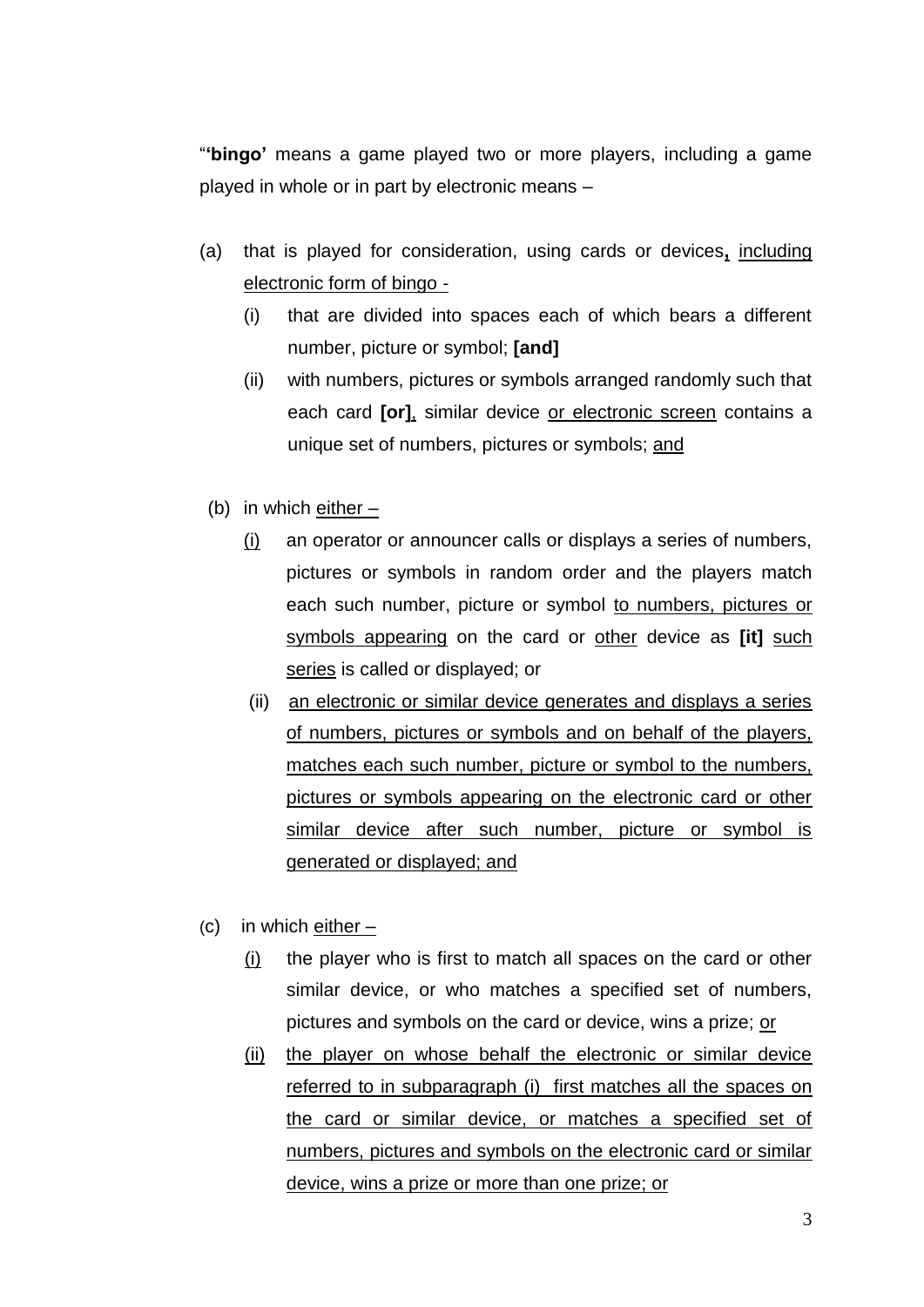"**'bingo'** means a game played two or more players, including a game played in whole or in part by electronic means –

(a) that is played for consideration, using cards or devices**,** <u>including electronic form of bingo -</u>

  (i) that are divided into spaces each of which bears a different number, picture or symbol; **[and]**

  (ii) with numbers, pictures or symbols arranged randomly such that each card **[or]**<u>,</u> similar device <u>or electronic screen</u> contains a unique set of numbers, pictures or symbols; <u>and</u>

(b) in which <u>either –</u>

  <u>(i)</u> an operator or announcer calls or displays a series of numbers, pictures or symbols in random order and the players match each such number, picture or symbol <u>to numbers, pictures or symbols appearing</u> on the card or <u>other</u> device as **[it]** <u>such series</u> is called or displayed; or

  (ii) <u>an electronic or similar device generates and displays a series of numbers, pictures or symbols and on behalf of the players, matches each such number, picture or symbol to the numbers, pictures or symbols appearing on the electronic card or other similar device after such number, picture or symbol is generated or displayed; and</u>

(c) in which <u>either –</u>

  <u>(i)</u> the player who is first to match all spaces on the card or other similar device, or who matches a specified set of numbers, pictures and symbols on the card or device, wins a prize; <u>or</u>

  <u>(ii)</u> <u>the player on whose behalf the electronic or similar device referred to in subparagraph (i) first matches all the spaces on the card or similar device, or matches a specified set of numbers, pictures and symbols on the electronic card or similar device, wins a prize or more than one prize; or</u>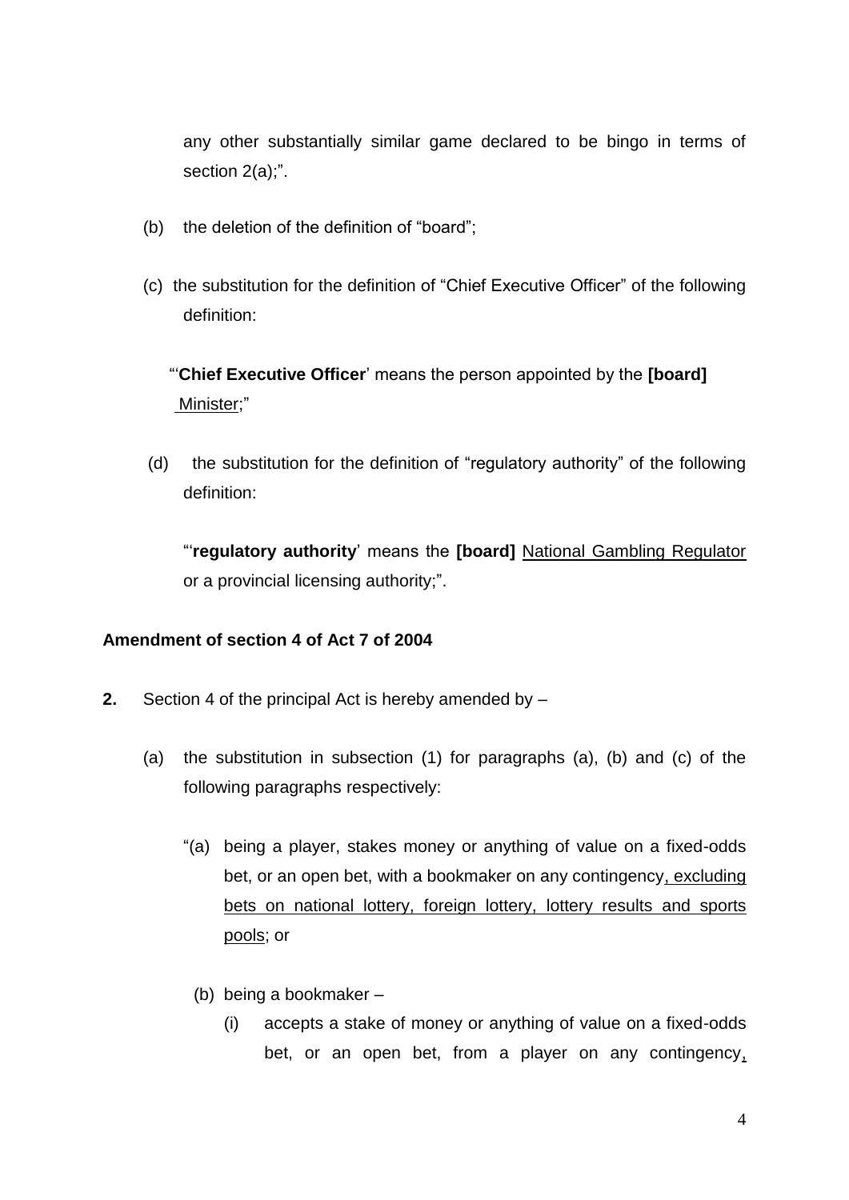any other substantially similar game declared to be bingo in terms of section 2(a);".

(b) the deletion of the definition of "board";

(c) the substitution for the definition of "Chief Executive Officer" of the following definition:

"'**Chief Executive Officer**' means the person appointed by the **[board]** <u>Minister</u>;"

(d) the substitution for the definition of "regulatory authority" of the following definition:

"'**regulatory authority**' means the **[board]** <u>National Gambling Regulator</u> or a provincial licensing authority;".

**Amendment of section 4 of Act 7 of 2004**

**2.** Section 4 of the principal Act is hereby amended by –

(a) the substitution in subsection (1) for paragraphs (a), (b) and (c) of the following paragraphs respectively:

"(a) being a player, stakes money or anything of value on a fixed-odds bet, or an open bet, with a bookmaker on any contingency<u>, excluding bets on national lottery, foreign lottery, lottery results and sports pools</u>; or

(b) being a bookmaker –

(i) accepts a stake of money or anything of value on a fixed-odds bet, or an open bet, from a player on any contingency<u>,</u>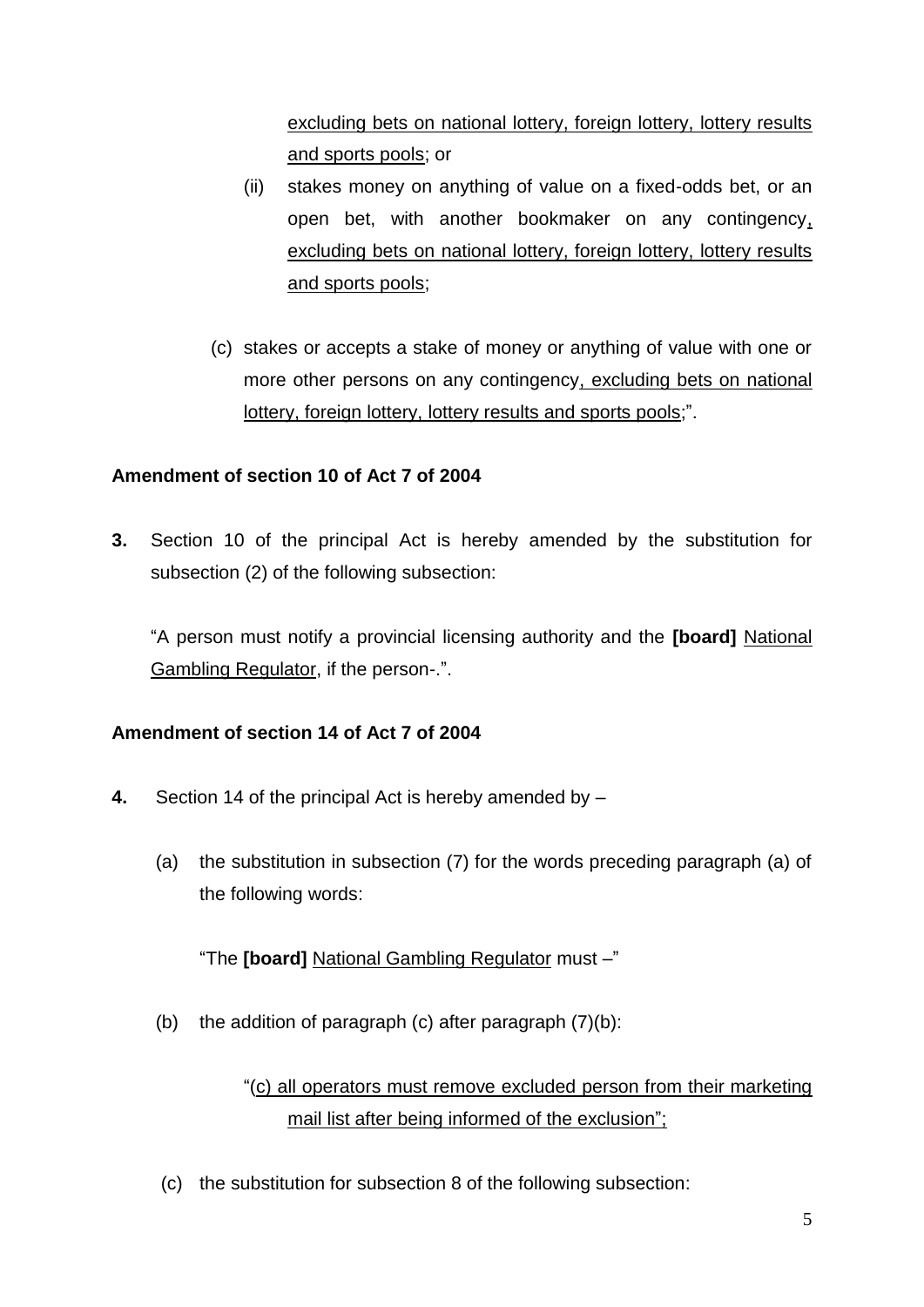<u>excluding bets on national lottery, foreign lottery, lottery results and sports pools</u>; or

(ii) stakes money on anything of value on a fixed-odds bet, or an open bet, with another bookmaker on any contingency<u>, excluding bets on national lottery, foreign lottery, lottery results and sports pools</u>;

(c) stakes or accepts a stake of money or anything of value with one or more other persons on any contingency<u>, excluding bets on national lottery, foreign lottery, lottery results and sports pools</u>;".

**Amendment of section 10 of Act 7 of 2004**

**3.** Section 10 of the principal Act is hereby amended by the substitution for subsection (2) of the following subsection:

"A person must notify a provincial licensing authority and the **[board]** <u>National Gambling Regulator</u>, if the person-.".

**Amendment of section 14 of Act 7 of 2004**

**4.** Section 14 of the principal Act is hereby amended by –

(a) the substitution in subsection (7) for the words preceding paragraph (a) of the following words:

"The **[board]** <u>National Gambling Regulator</u> must –"

(b) the addition of paragraph (c) after paragraph (7)(b):

"<u>(c) all operators must remove excluded person from their marketing mail list after being informed of the exclusion";</u>

(c) the substitution for subsection 8 of the following subsection: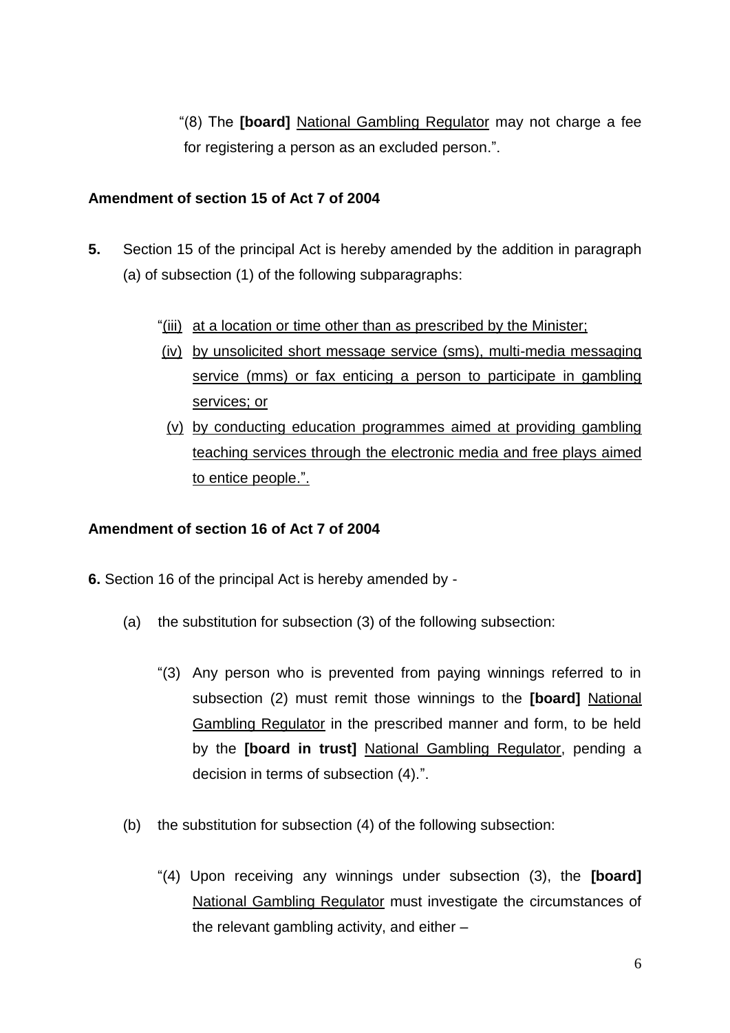"(8) The **[board]** <u>National Gambling Regulator</u> may not charge a fee for registering a person as an excluded person.".

**Amendment of section 15 of Act 7 of 2004**

**5.** Section 15 of the principal Act is hereby amended by the addition in paragraph (a) of subsection (1) of the following subparagraphs:

"<u>(iii)</u> <u>at a location or time other than as prescribed by the Minister;</u>

<u>(iv)</u> <u>by unsolicited short message service (sms), multi-media messaging service (mms) or fax enticing a person to participate in gambling services; or</u>

<u>(v)</u> <u>by conducting education programmes aimed at providing gambling teaching services through the electronic media and free plays aimed to entice people.".</u>

**Amendment of section 16 of Act 7 of 2004**

**6.** Section 16 of the principal Act is hereby amended by -

(a) the substitution for subsection (3) of the following subsection:

"(3) Any person who is prevented from paying winnings referred to in subsection (2) must remit those winnings to the **[board]** <u>National Gambling Regulator</u> in the prescribed manner and form, to be held by the **[board in trust]** <u>National Gambling Regulator</u>, pending a decision in terms of subsection (4).".

(b) the substitution for subsection (4) of the following subsection:

"(4) Upon receiving any winnings under subsection (3), the **[board]** <u>National Gambling Regulator</u> must investigate the circumstances of the relevant gambling activity, and either –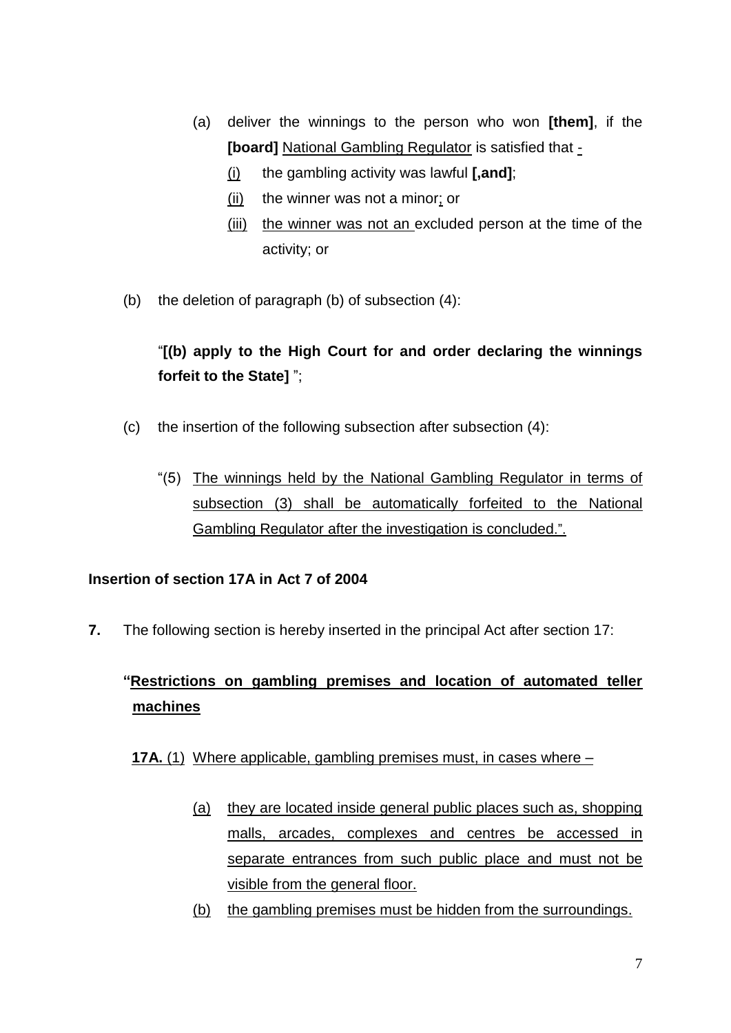(a) deliver the winnings to the person who won **[them]**, if the **[board]** National Gambling Regulator is satisfied that -

(i) the gambling activity was lawful **[,and]**;

(ii) the winner was not a minor; or

(iii) the winner was not an excluded person at the time of the activity; or

(b) the deletion of paragraph (b) of subsection (4):

"**[(b) apply to the High Court for and order declaring the winnings forfeit to the State]** ";

(c) the insertion of the following subsection after subsection (4):

"(5) The winnings held by the National Gambling Regulator in terms of subsection (3) shall be automatically forfeited to the National Gambling Regulator after the investigation is concluded.".

**Insertion of section 17A in Act 7 of 2004**

**7.** The following section is hereby inserted in the principal Act after section 17:

**"Restrictions on gambling premises and location of automated teller machines**

**17A.** (1) Where applicable, gambling premises must, in cases where –

(a) they are located inside general public places such as, shopping malls, arcades, complexes and centres be accessed in separate entrances from such public place and must not be visible from the general floor.

(b) the gambling premises must be hidden from the surroundings.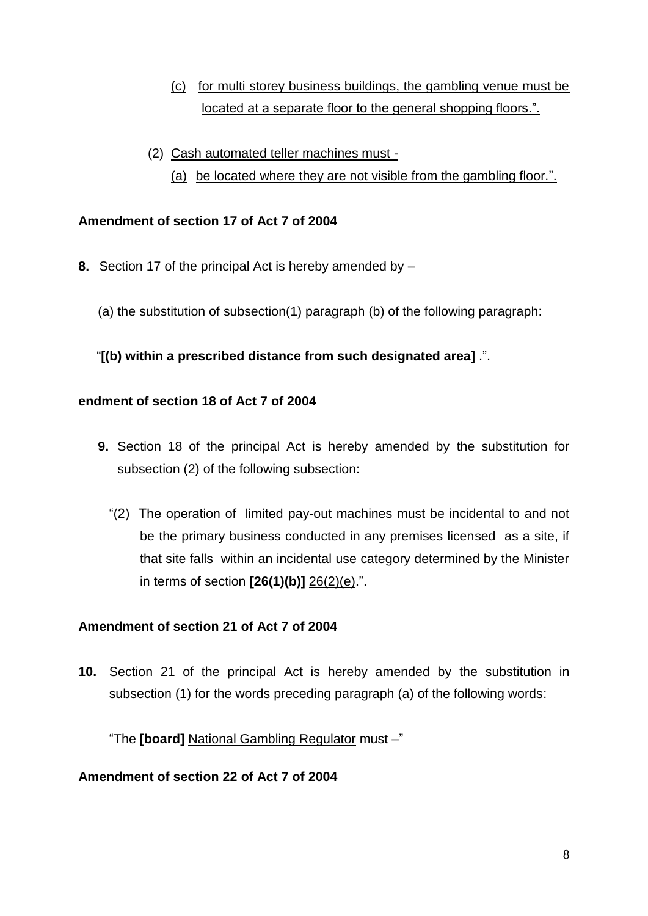(c) <u>for multi storey business buildings, the gambling venue must be located at a separate floor to the general shopping floors.".</u>

(2) <u>Cash automated teller machines must -</u>

(a) <u>be located where they are not visible from the gambling floor.".</u>

**Amendment of section 17 of Act 7 of 2004**

**8.** Section 17 of the principal Act is hereby amended by –

(a) the substitution of subsection(1) paragraph (b) of the following paragraph:

"**[(b) within a prescribed distance from such designated area]** .".

**endment of section 18 of Act 7 of 2004**

**9.** Section 18 of the principal Act is hereby amended by the substitution for subsection (2) of the following subsection:

"(2) The operation of limited pay-out machines must be incidental to and not be the primary business conducted in any premises licensed as a site, if that site falls within an incidental use category determined by the Minister in terms of section **[26(1)(b)]** <u>26(2)(e)</u>.".

**Amendment of section 21 of Act 7 of 2004**

**10.** Section 21 of the principal Act is hereby amended by the substitution in subsection (1) for the words preceding paragraph (a) of the following words:

"The **[board]** <u>National Gambling Regulator</u> must –"

**Amendment of section 22 of Act 7 of 2004**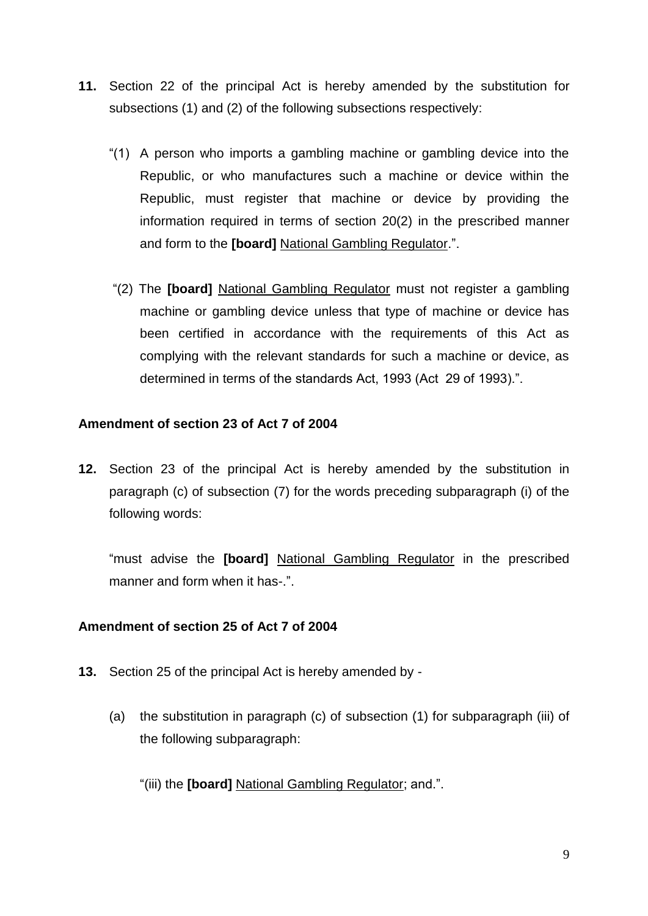**11.** Section 22 of the principal Act is hereby amended by the substitution for subsections (1) and (2) of the following subsections respectively:

"(1) A person who imports a gambling machine or gambling device into the Republic, or who manufactures such a machine or device within the Republic, must register that machine or device by providing the information required in terms of section 20(2) in the prescribed manner and form to the **[board]** <u>National Gambling Regulator</u>.".

"(2) The **[board]** <u>National Gambling Regulator</u> must not register a gambling machine or gambling device unless that type of machine or device has been certified in accordance with the requirements of this Act as complying with the relevant standards for such a machine or device, as determined in terms of the standards Act, 1993 (Act 29 of 1993).".

**Amendment of section 23 of Act 7 of 2004**

**12.** Section 23 of the principal Act is hereby amended by the substitution in paragraph (c) of subsection (7) for the words preceding subparagraph (i) of the following words:

"must advise the **[board]** <u>National Gambling Regulator</u> in the prescribed manner and form when it has-.".

**Amendment of section 25 of Act 7 of 2004**

**13.** Section 25 of the principal Act is hereby amended by -

(a) the substitution in paragraph (c) of subsection (1) for subparagraph (iii) of the following subparagraph:

"(iii) the **[board]** <u>National Gambling Regulator</u>; and.".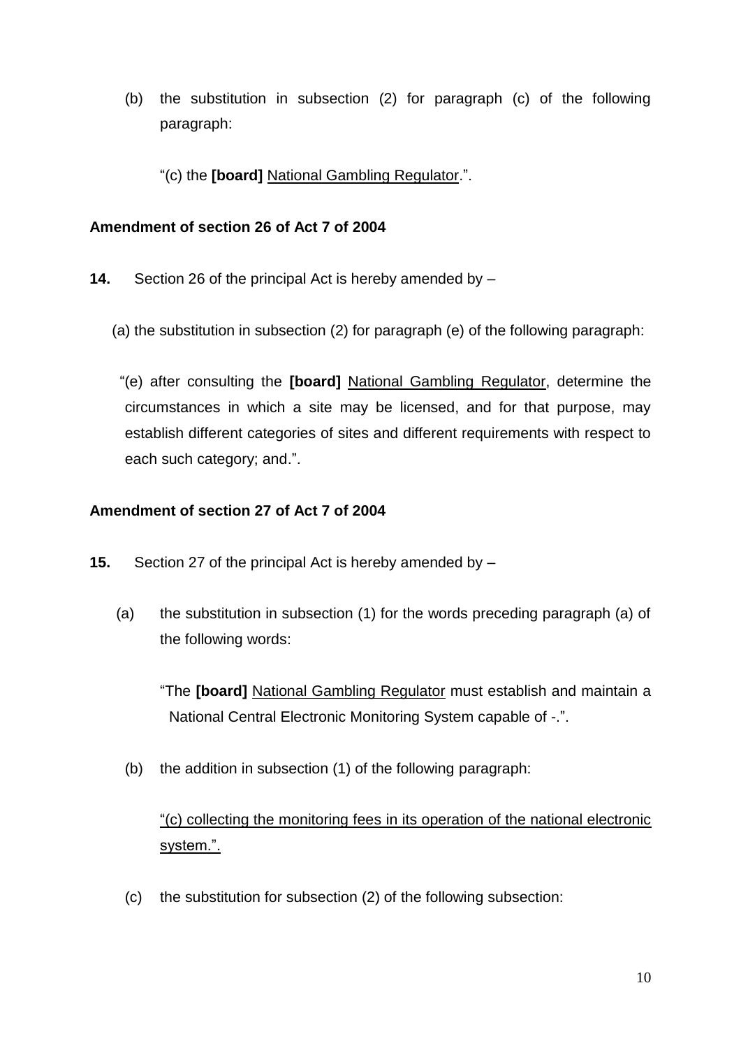(b) the substitution in subsection (2) for paragraph (c) of the following paragraph:

"(c) the **[board]** <u>National Gambling Regulator</u>.".

**Amendment of section 26 of Act 7 of 2004**

**14.** Section 26 of the principal Act is hereby amended by –

(a) the substitution in subsection (2) for paragraph (e) of the following paragraph:

"(e) after consulting the **[board]** <u>National Gambling Regulator</u>, determine the circumstances in which a site may be licensed, and for that purpose, may establish different categories of sites and different requirements with respect to each such category; and.".

**Amendment of section 27 of Act 7 of 2004**

**15.** Section 27 of the principal Act is hereby amended by –

(a) the substitution in subsection (1) for the words preceding paragraph (a) of the following words:

"The **[board]** <u>National Gambling Regulator</u> must establish and maintain a National Central Electronic Monitoring System capable of -.".

(b) the addition in subsection (1) of the following paragraph:

<u>"(c) collecting the monitoring fees in its operation of the national electronic system.".</u>

(c) the substitution for subsection (2) of the following subsection: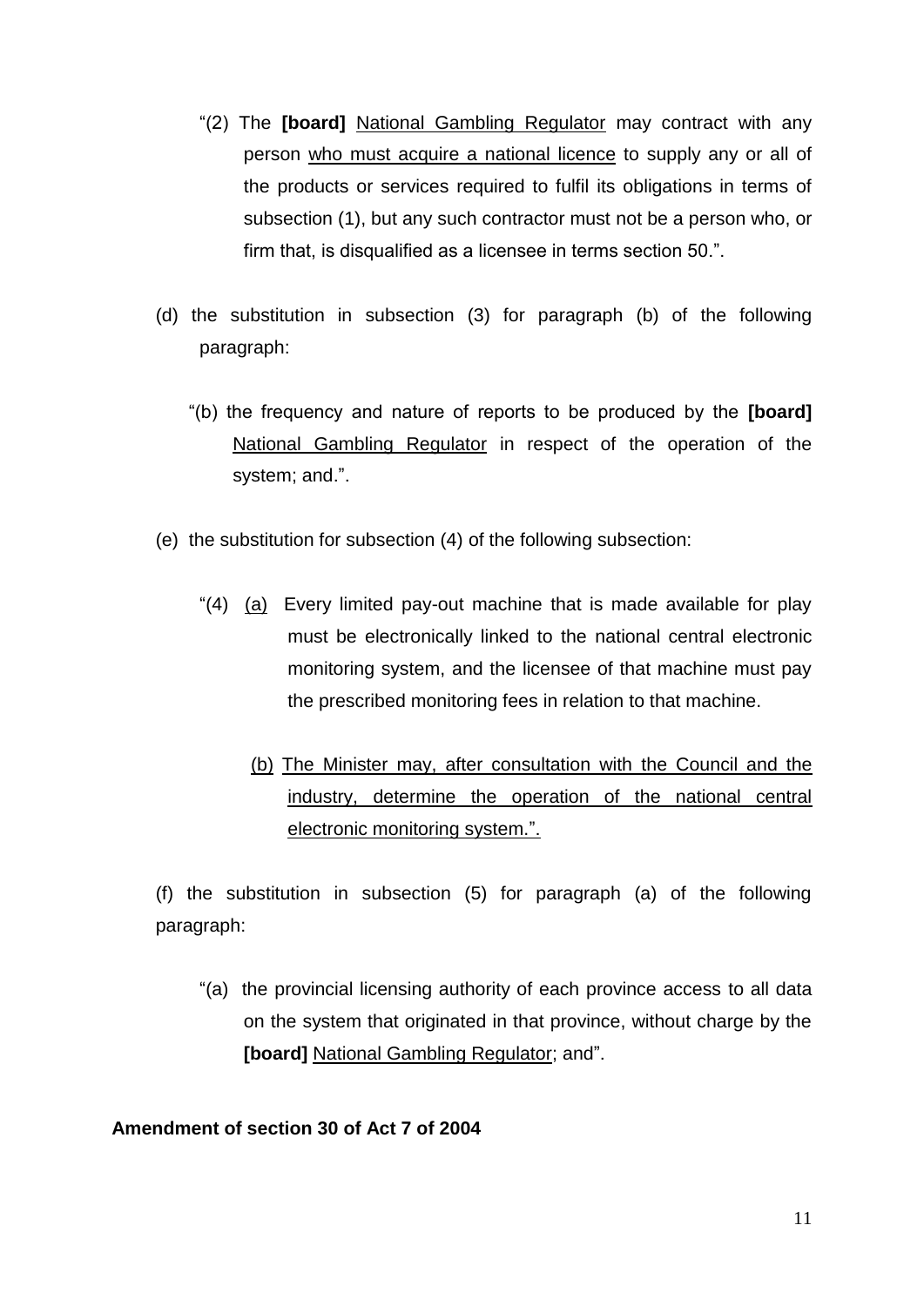"(2) The **[board]** <u>National Gambling Regulator</u> may contract with any person <u>who must acquire a national licence</u> to supply any or all of the products or services required to fulfil its obligations in terms of subsection (1), but any such contractor must not be a person who, or firm that, is disqualified as a licensee in terms section 50.".

(d) the substitution in subsection (3) for paragraph (b) of the following paragraph:

"(b) the frequency and nature of reports to be produced by the **[board]** <u>National Gambling Regulator</u> in respect of the operation of the system; and.".

(e) the substitution for subsection (4) of the following subsection:

"(4) <u>(a)</u> Every limited pay-out machine that is made available for play must be electronically linked to the national central electronic monitoring system, and the licensee of that machine must pay the prescribed monitoring fees in relation to that machine.

<u>(b) The Minister may, after consultation with the Council and the industry, determine the operation of the national central electronic monitoring system.".</u>

(f) the substitution in subsection (5) for paragraph (a) of the following paragraph:

"(a) the provincial licensing authority of each province access to all data on the system that originated in that province, without charge by the **[board]** <u>National Gambling Regulator</u>; and".

**Amendment of section 30 of Act 7 of 2004**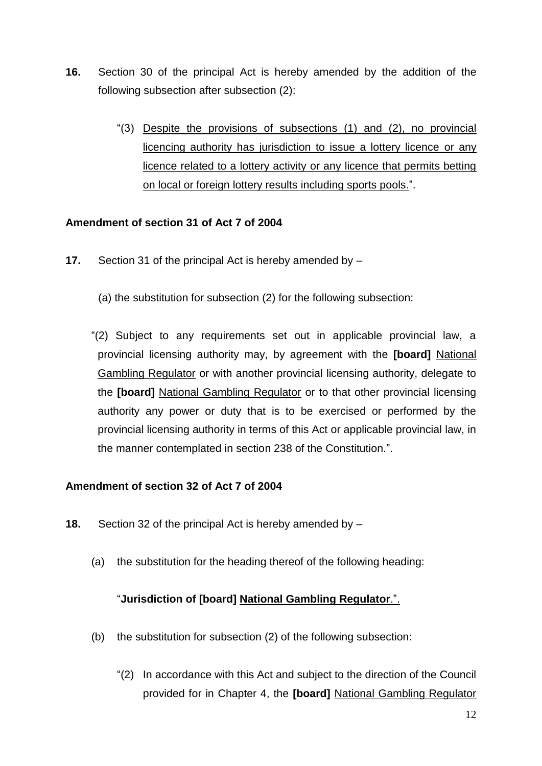**16.** Section 30 of the principal Act is hereby amended by the addition of the following subsection after subsection (2):

"(3) <u>Despite the provisions of subsections (1) and (2), no provincial licencing authority has jurisdiction to issue a lottery licence or any licence related to a lottery activity or any licence that permits betting on local or foreign lottery results including sports pools.</u>".

**Amendment of section 31 of Act 7 of 2004**

**17.** Section 31 of the principal Act is hereby amended by –

(a) the substitution for subsection (2) for the following subsection:

"(2) Subject to any requirements set out in applicable provincial law, a provincial licensing authority may, by agreement with the **[board]** <u>National Gambling Regulator</u> or with another provincial licensing authority, delegate to the **[board]** <u>National Gambling Regulator</u> or to that other provincial licensing authority any power or duty that is to be exercised or performed by the provincial licensing authority in terms of this Act or applicable provincial law, in the manner contemplated in section 238 of the Constitution.".

**Amendment of section 32 of Act 7 of 2004**

**18.** Section 32 of the principal Act is hereby amended by –

(a) the substitution for the heading thereof of the following heading:

"**Jurisdiction of [board] <u>National Gambling Regulator</u>**.".

(b) the substitution for subsection (2) of the following subsection:

"(2) In accordance with this Act and subject to the direction of the Council provided for in Chapter 4, the **[board]** <u>National Gambling Regulator</u>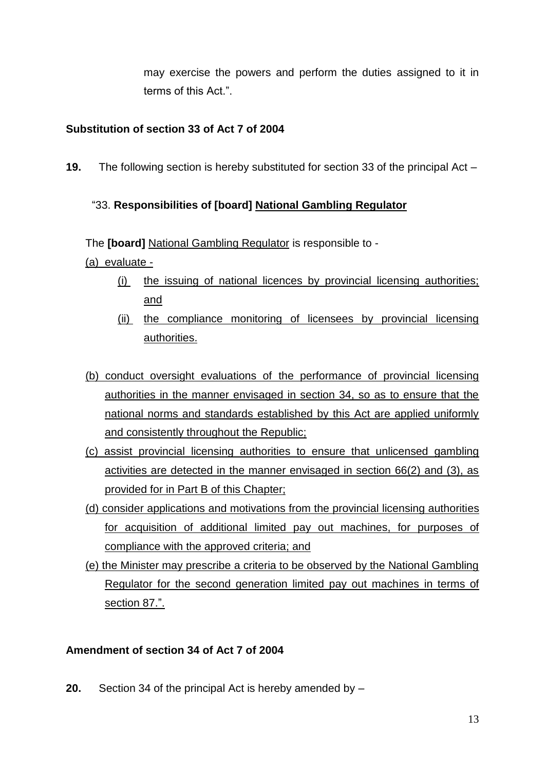may exercise the powers and perform the duties assigned to it in terms of this Act.".

**Substitution of section 33 of Act 7 of 2004**

**19.** The following section is hereby substituted for section 33 of the principal Act –

"33. **Responsibilities of [board] <u>National Gambling Regulator</u>**

The **[board]** <u>National Gambling Regulator</u> is responsible to -

<u>(a) evaluate -</u>

<u>(i) the issuing of national licences by provincial licensing authorities; and</u>

<u>(ii) the compliance monitoring of licensees by provincial licensing authorities.</u>

<u>(b) conduct oversight evaluations of the performance of provincial licensing authorities in the manner envisaged in section 34, so as to ensure that the national norms and standards established by this Act are applied uniformly and consistently throughout the Republic;</u>

<u>(c) assist provincial licensing authorities to ensure that unlicensed gambling activities are detected in the manner envisaged in section 66(2) and (3), as provided for in Part B of this Chapter;</u>

<u>(d) consider applications and motivations from the provincial licensing authorities for acquisition of additional limited pay out machines, for purposes of compliance with the approved criteria; and</u>

<u>(e) the Minister may prescribe a criteria to be observed by the National Gambling Regulator for the second generation limited pay out machines in terms of section 87.".</u>

**Amendment of section 34 of Act 7 of 2004**

**20.** Section 34 of the principal Act is hereby amended by –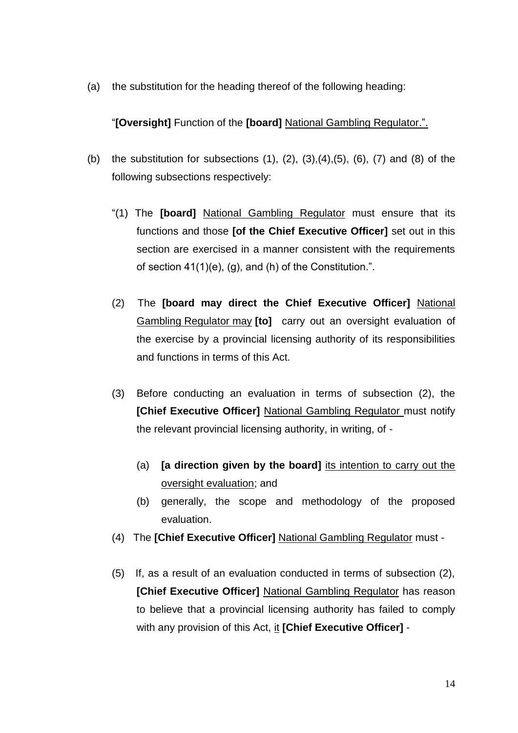(a) the substitution for the heading thereof of the following heading:

"**[Oversight]** Function of the **[board]** <u>National Gambling Regulator.".</u>

(b) the substitution for subsections (1), (2), (3),(4),(5), (6), (7) and (8) of the following subsections respectively:

"(1) The **[board]** <u>National Gambling Regulator</u> must ensure that its functions and those **[of the Chief Executive Officer]** set out in this section are exercised in a manner consistent with the requirements of section 41(1)(e), (g), and (h) of the Constitution.".

(2) The **[board may direct the Chief Executive Officer]** <u>National Gambling Regulator may</u> **[to]** carry out an oversight evaluation of the exercise by a provincial licensing authority of its responsibilities and functions in terms of this Act.

(3) Before conducting an evaluation in terms of subsection (2), the **[Chief Executive Officer]** <u>National Gambling Regulator</u> must notify the relevant provincial licensing authority, in writing, of -

(a) **[a direction given by the board]** <u>its intention to carry out the oversight evaluation</u>; and

(b) generally, the scope and methodology of the proposed evaluation.

(4) The **[Chief Executive Officer]** <u>National Gambling Regulator</u> must -

(5) If, as a result of an evaluation conducted in terms of subsection (2), **[Chief Executive Officer]** <u>National Gambling Regulator</u> has reason to believe that a provincial licensing authority has failed to comply with any provision of this Act, <u>it</u> **[Chief Executive Officer]** -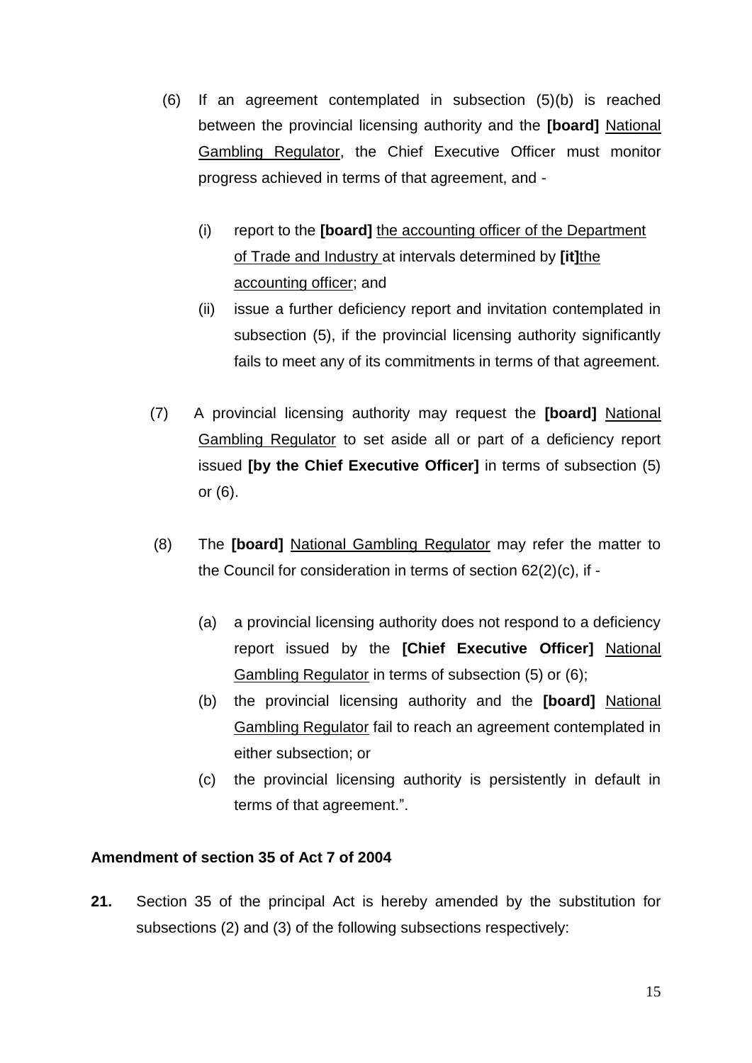(6) If an agreement contemplated in subsection (5)(b) is reached between the provincial licensing authority and the **[board]** <u>National Gambling Regulator</u>, the Chief Executive Officer must monitor progress achieved in terms of that agreement, and -

  (i) report to the **[board]** <u>the accounting officer of the Department of Trade and Industry</u> at intervals determined by **[it]**<u>the accounting officer</u>; and

  (ii) issue a further deficiency report and invitation contemplated in subsection (5), if the provincial licensing authority significantly fails to meet any of its commitments in terms of that agreement.

(7) A provincial licensing authority may request the **[board]** <u>National Gambling Regulator</u> to set aside all or part of a deficiency report issued **[by the Chief Executive Officer]** in terms of subsection (5) or (6).

(8) The **[board]** <u>National Gambling Regulator</u> may refer the matter to the Council for consideration in terms of section 62(2)(c), if -

  (a) a provincial licensing authority does not respond to a deficiency report issued by the **[Chief Executive Officer]** <u>National Gambling Regulator</u> in terms of subsection (5) or (6);

  (b) the provincial licensing authority and the **[board]** <u>National Gambling Regulator</u> fail to reach an agreement contemplated in either subsection; or

  (c) the provincial licensing authority is persistently in default in terms of that agreement.".

**Amendment of section 35 of Act 7 of 2004**

**21.** Section 35 of the principal Act is hereby amended by the substitution for subsections (2) and (3) of the following subsections respectively: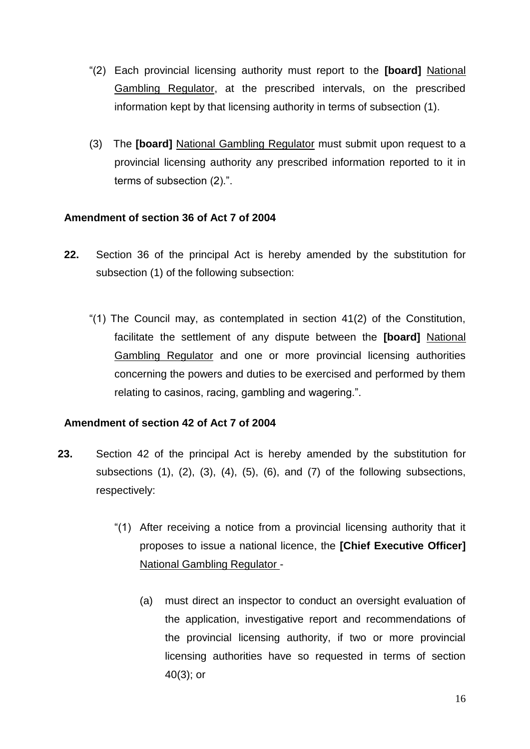"(2) Each provincial licensing authority must report to the **[board]** <u>National Gambling Regulator</u>, at the prescribed intervals, on the prescribed information kept by that licensing authority in terms of subsection (1).

(3) The **[board]** <u>National Gambling Regulator</u> must submit upon request to a provincial licensing authority any prescribed information reported to it in terms of subsection (2).".

**Amendment of section 36 of Act 7 of 2004**

**22.** Section 36 of the principal Act is hereby amended by the substitution for subsection (1) of the following subsection:

"(1) The Council may, as contemplated in section 41(2) of the Constitution, facilitate the settlement of any dispute between the **[board]** <u>National Gambling Regulator</u> and one or more provincial licensing authorities concerning the powers and duties to be exercised and performed by them relating to casinos, racing, gambling and wagering.".

**Amendment of section 42 of Act 7 of 2004**

**23.** Section 42 of the principal Act is hereby amended by the substitution for subsections (1), (2), (3), (4), (5), (6), and (7) of the following subsections, respectively:

"(1) After receiving a notice from a provincial licensing authority that it proposes to issue a national licence, the **[Chief Executive Officer]** <u>National Gambling Regulator</u> -

(a) must direct an inspector to conduct an oversight evaluation of the application, investigative report and recommendations of the provincial licensing authority, if two or more provincial licensing authorities have so requested in terms of section 40(3); or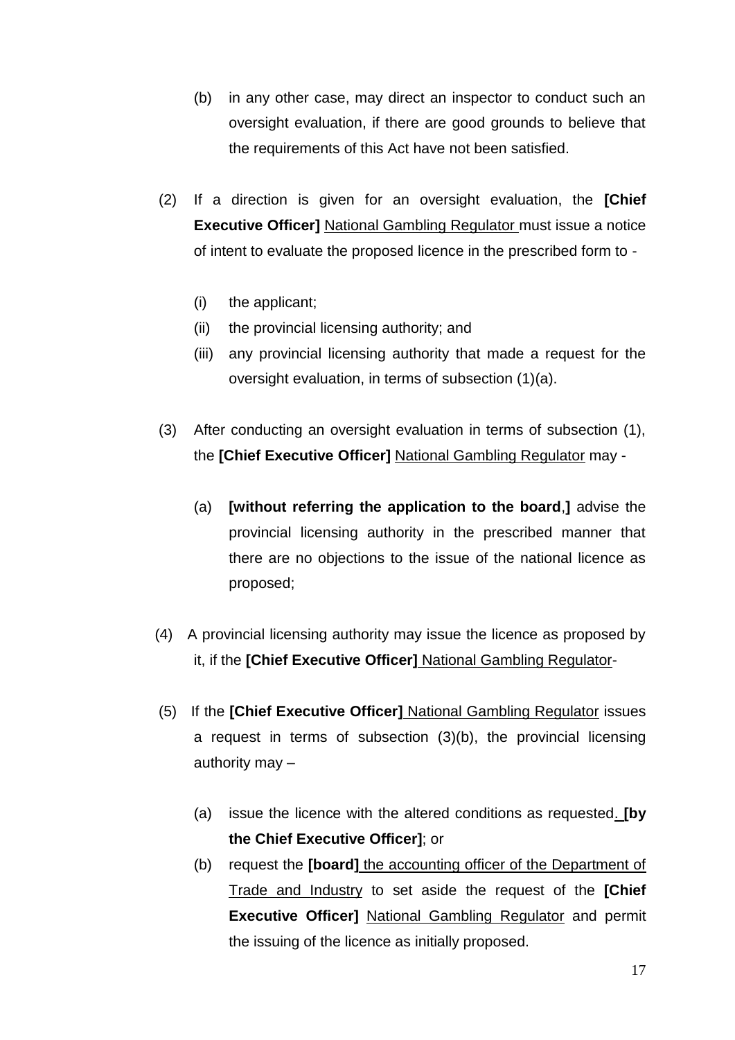(b) in any other case, may direct an inspector to conduct such an oversight evaluation, if there are good grounds to believe that the requirements of this Act have not been satisfied.

(2) If a direction is given for an oversight evaluation, the **[Chief Executive Officer]** <u>National Gambling Regulator</u> must issue a notice of intent to evaluate the proposed licence in the prescribed form to -

(i) the applicant;
(ii) the provincial licensing authority; and
(iii) any provincial licensing authority that made a request for the oversight evaluation, in terms of subsection (1)(a).

(3) After conducting an oversight evaluation in terms of subsection (1), the **[Chief Executive Officer]** <u>National Gambling Regulator</u> may -

(a) **[without referring the application to the board**,**]** advise the provincial licensing authority in the prescribed manner that there are no objections to the issue of the national licence as proposed;

(4) A provincial licensing authority may issue the licence as proposed by it, if the **[Chief Executive Officer]** <u>National Gambling Regulator</u>-

(5) If the **[Chief Executive Officer]** <u>National Gambling Regulator</u> issues a request in terms of subsection (3)(b), the provincial licensing authority may –

(a) issue the licence with the altered conditions as requested<u>.</u> **[by the Chief Executive Officer]**; or

(b) request the **[board]** <u>the accounting officer of the Department of Trade and Industry</u> to set aside the request of the **[Chief Executive Officer]** <u>National Gambling Regulator</u> and permit the issuing of the licence as initially proposed.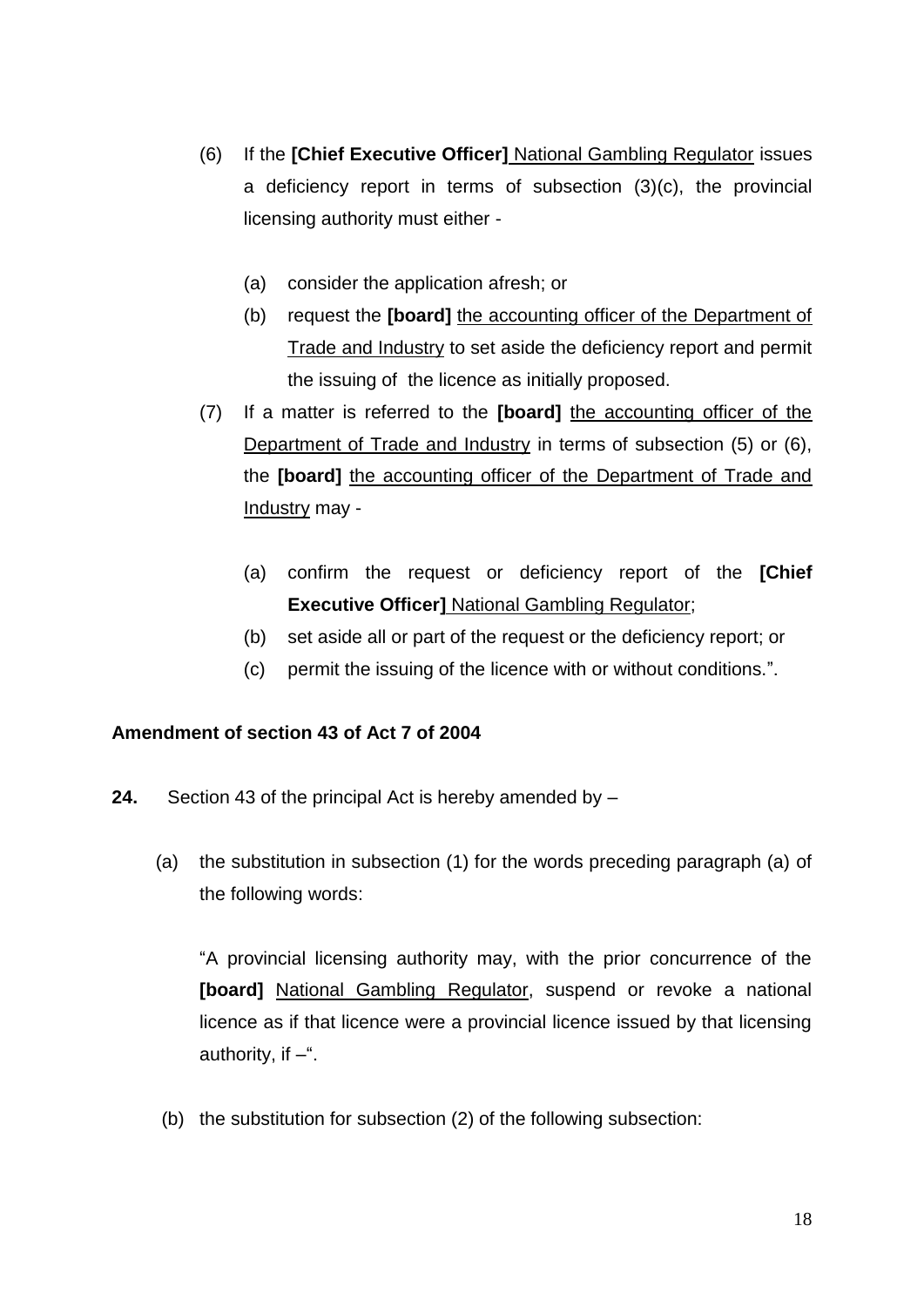(6) If the **[Chief Executive Officer]** <u>National Gambling Regulator</u> issues a deficiency report in terms of subsection (3)(c), the provincial licensing authority must either -

(a) consider the application afresh; or

(b) request the **[board]** <u>the accounting officer of the Department of Trade and Industry</u> to set aside the deficiency report and permit the issuing of the licence as initially proposed.

(7) If a matter is referred to the **[board]** <u>the accounting officer of the Department of Trade and Industry</u> in terms of subsection (5) or (6), the **[board]** <u>the accounting officer of the Department of Trade and Industry</u> may -

(a) confirm the request or deficiency report of the **[Chief Executive Officer]** <u>National Gambling Regulator</u>;

(b) set aside all or part of the request or the deficiency report; or

(c) permit the issuing of the licence with or without conditions.".

**Amendment of section 43 of Act 7 of 2004**

**24.** Section 43 of the principal Act is hereby amended by –

(a) the substitution in subsection (1) for the words preceding paragraph (a) of the following words:

"A provincial licensing authority may, with the prior concurrence of the **[board]** <u>National Gambling Regulator</u>, suspend or revoke a national licence as if that licence were a provincial licence issued by that licensing authority, if –".

(b) the substitution for subsection (2) of the following subsection: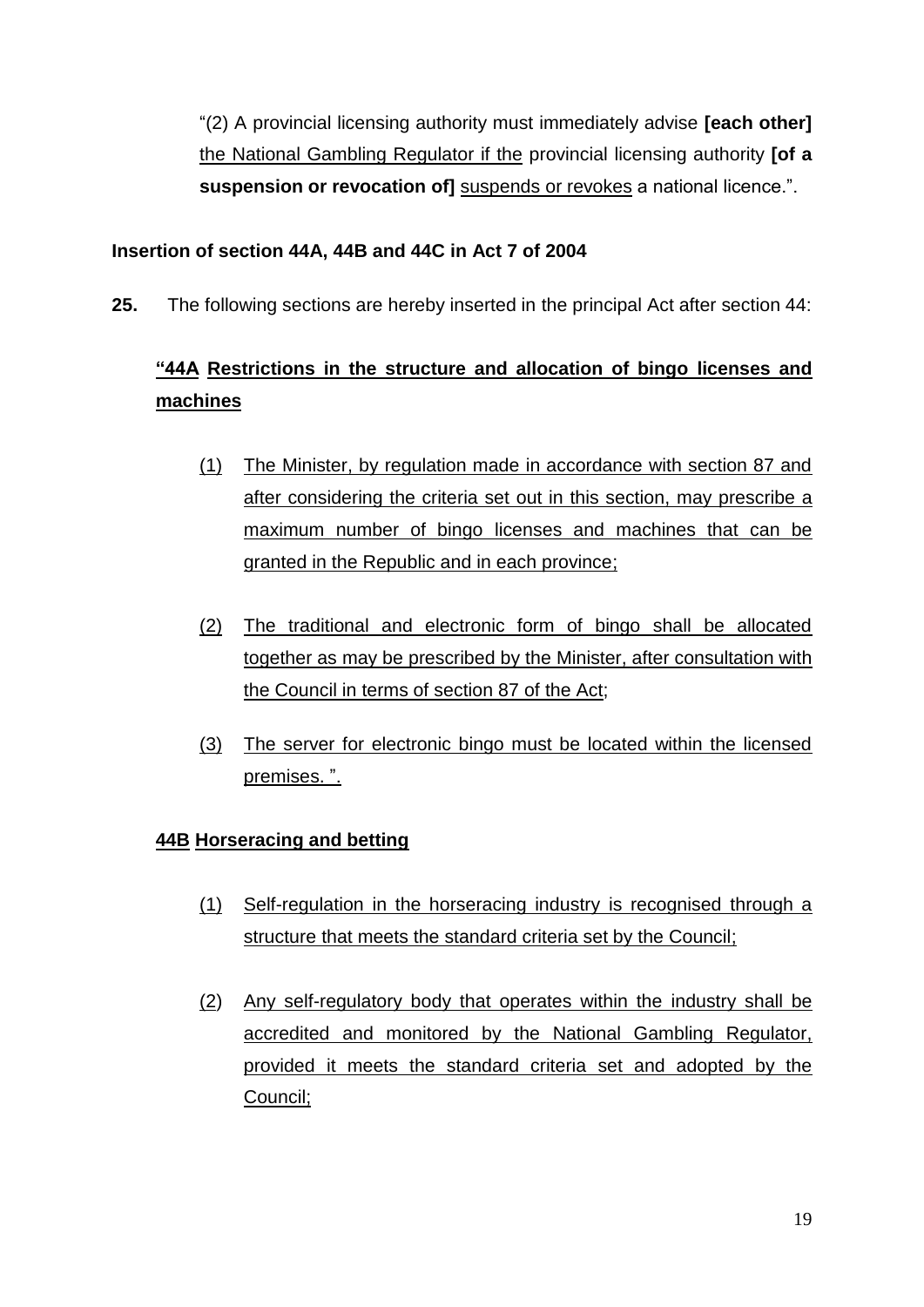"(2) A provincial licensing authority must immediately advise **[each other]** <u>the National Gambling Regulator if the</u> provincial licensing authority **[of a suspension or revocation of]** <u>suspends or revokes</u> a national licence.".

**Insertion of section 44A, 44B and 44C in Act 7 of 2004**

**25.** The following sections are hereby inserted in the principal Act after section 44:

**<u>"44A Restrictions in the structure and allocation of bingo licenses and machines</u>**

<u>(1) The Minister, by regulation made in accordance with section 87 and after considering the criteria set out in this section, may prescribe a maximum number of bingo licenses and machines that can be granted in the Republic and in each province;</u>

<u>(2) The traditional and electronic form of bingo shall be allocated together as may be prescribed by the Minister, after consultation with the Council in terms of section 87 of the Act</u>;

<u>(3) The server for electronic bingo must be located within the licensed premises. ".</u>

**<u>44B Horseracing and betting</u>**

<u>(1) Self-regulation in the horseracing industry is recognised through a structure that meets the standard criteria set by the Council;</u>

<u>(2) Any self-regulatory body that operates within the industry shall be accredited and monitored by the National Gambling Regulator, provided it meets the standard criteria set and adopted by the Council;</u>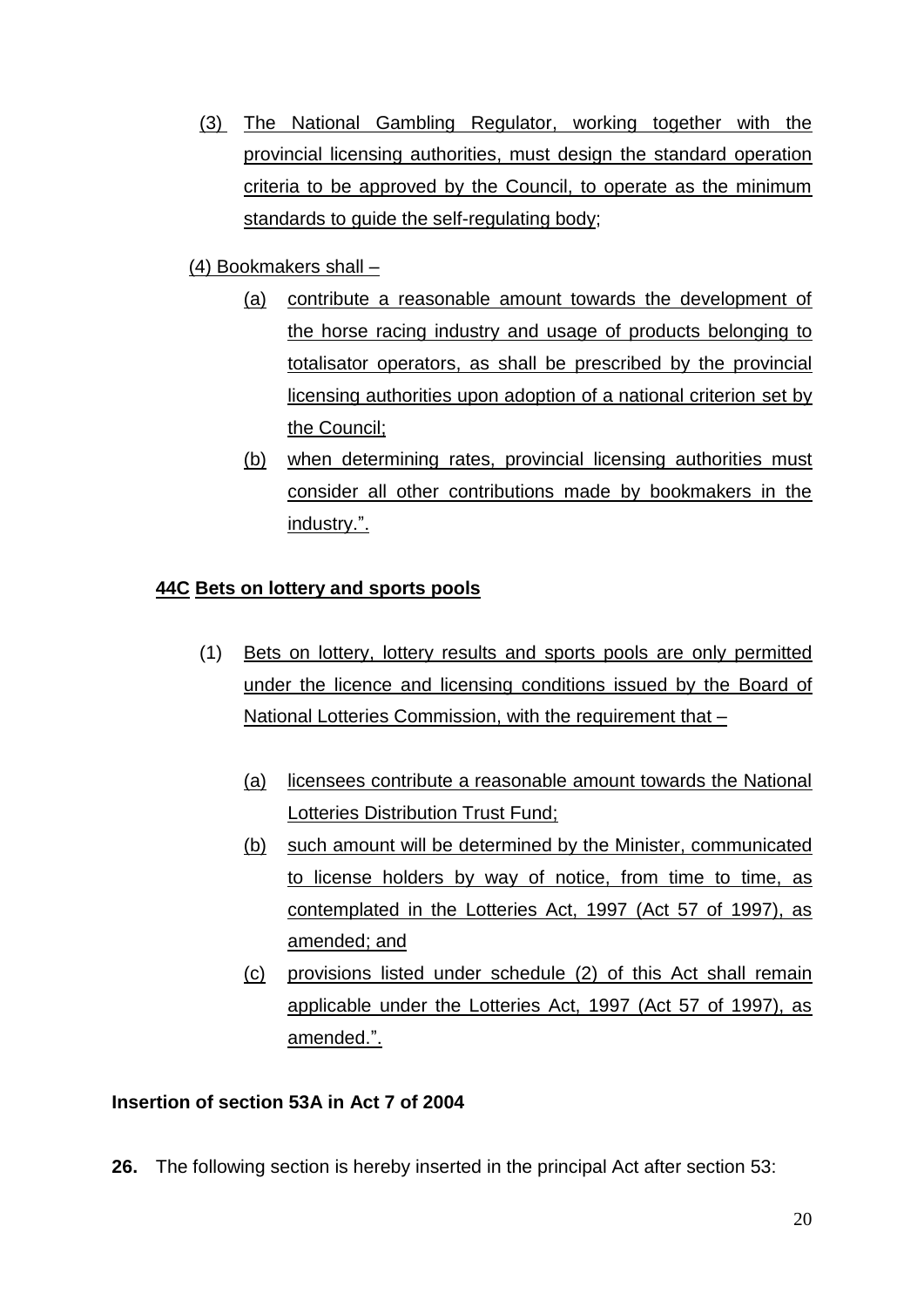(3) The National Gambling Regulator, working together with the provincial licensing authorities, must design the standard operation criteria to be approved by the Council, to operate as the minimum standards to guide the self-regulating body;

(4) Bookmakers shall –

(a) contribute a reasonable amount towards the development of the horse racing industry and usage of products belonging to totalisator operators, as shall be prescribed by the provincial licensing authorities upon adoption of a national criterion set by the Council;

(b) when determining rates, provincial licensing authorities must consider all other contributions made by bookmakers in the industry.".

**44C Bets on lottery and sports pools**

(1) Bets on lottery, lottery results and sports pools are only permitted under the licence and licensing conditions issued by the Board of National Lotteries Commission, with the requirement that –

(a) licensees contribute a reasonable amount towards the National Lotteries Distribution Trust Fund;

(b) such amount will be determined by the Minister, communicated to license holders by way of notice, from time to time, as contemplated in the Lotteries Act, 1997 (Act 57 of 1997), as amended; and

(c) provisions listed under schedule (2) of this Act shall remain applicable under the Lotteries Act, 1997 (Act 57 of 1997), as amended.".

**Insertion of section 53A in Act 7 of 2004**

**26.** The following section is hereby inserted in the principal Act after section 53: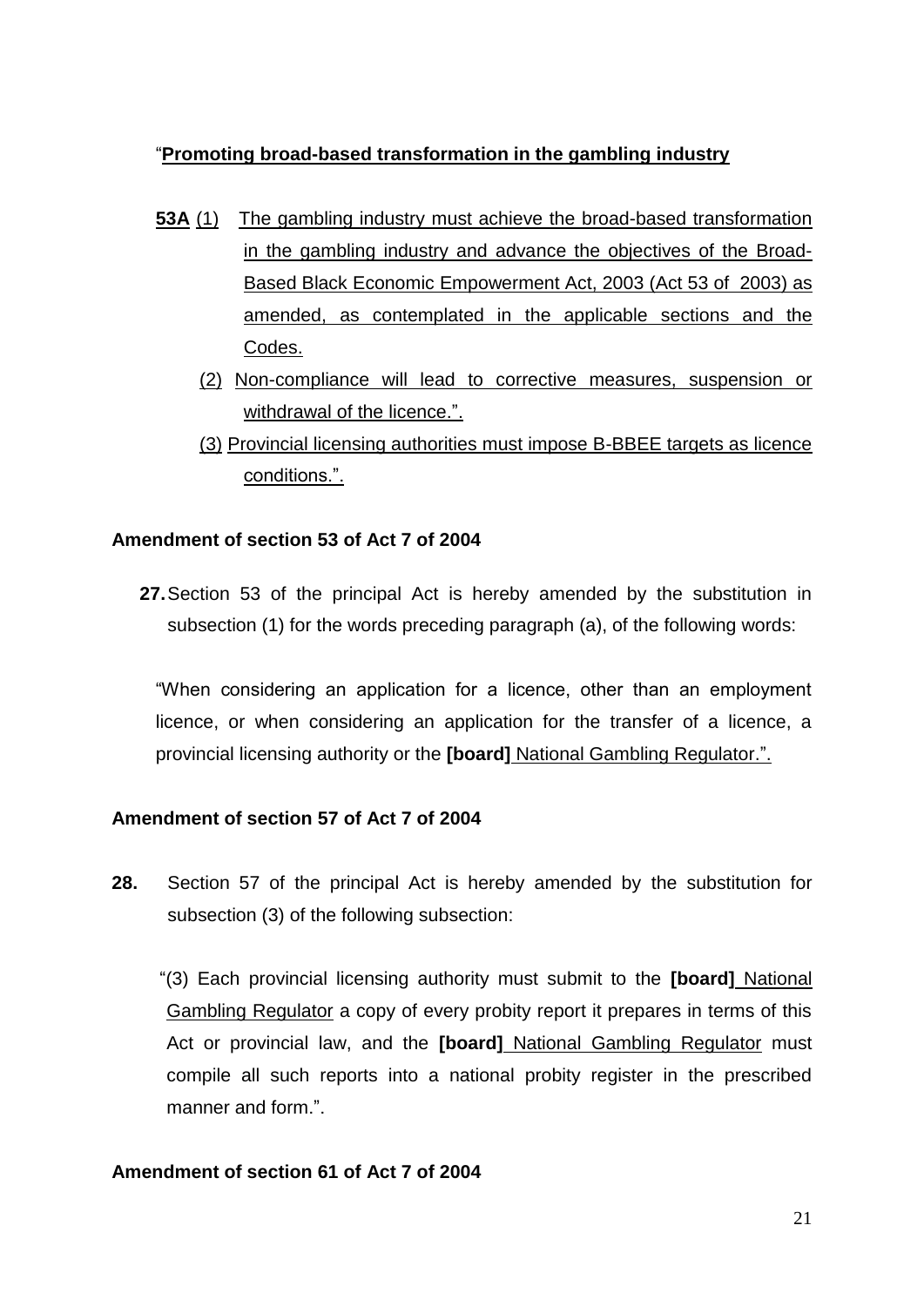"**Promoting broad-based transformation in the gambling industry**

**53A** (1) The gambling industry must achieve the broad-based transformation in the gambling industry and advance the objectives of the Broad-Based Black Economic Empowerment Act, 2003 (Act 53 of 2003) as amended, as contemplated in the applicable sections and the Codes.

(2) Non-compliance will lead to corrective measures, suspension or withdrawal of the licence.".

(3) Provincial licensing authorities must impose B-BBEE targets as licence conditions.".

**Amendment of section 53 of Act 7 of 2004**

**27.** Section 53 of the principal Act is hereby amended by the substitution in subsection (1) for the words preceding paragraph (a), of the following words:

"When considering an application for a licence, other than an employment licence, or when considering an application for the transfer of a licence, a provincial licensing authority or the **[board]** National Gambling Regulator.".

**Amendment of section 57 of Act 7 of 2004**

**28.** Section 57 of the principal Act is hereby amended by the substitution for subsection (3) of the following subsection:

"(3) Each provincial licensing authority must submit to the **[board]** National Gambling Regulator a copy of every probity report it prepares in terms of this Act or provincial law, and the **[board]** National Gambling Regulator must compile all such reports into a national probity register in the prescribed manner and form.".

**Amendment of section 61 of Act 7 of 2004**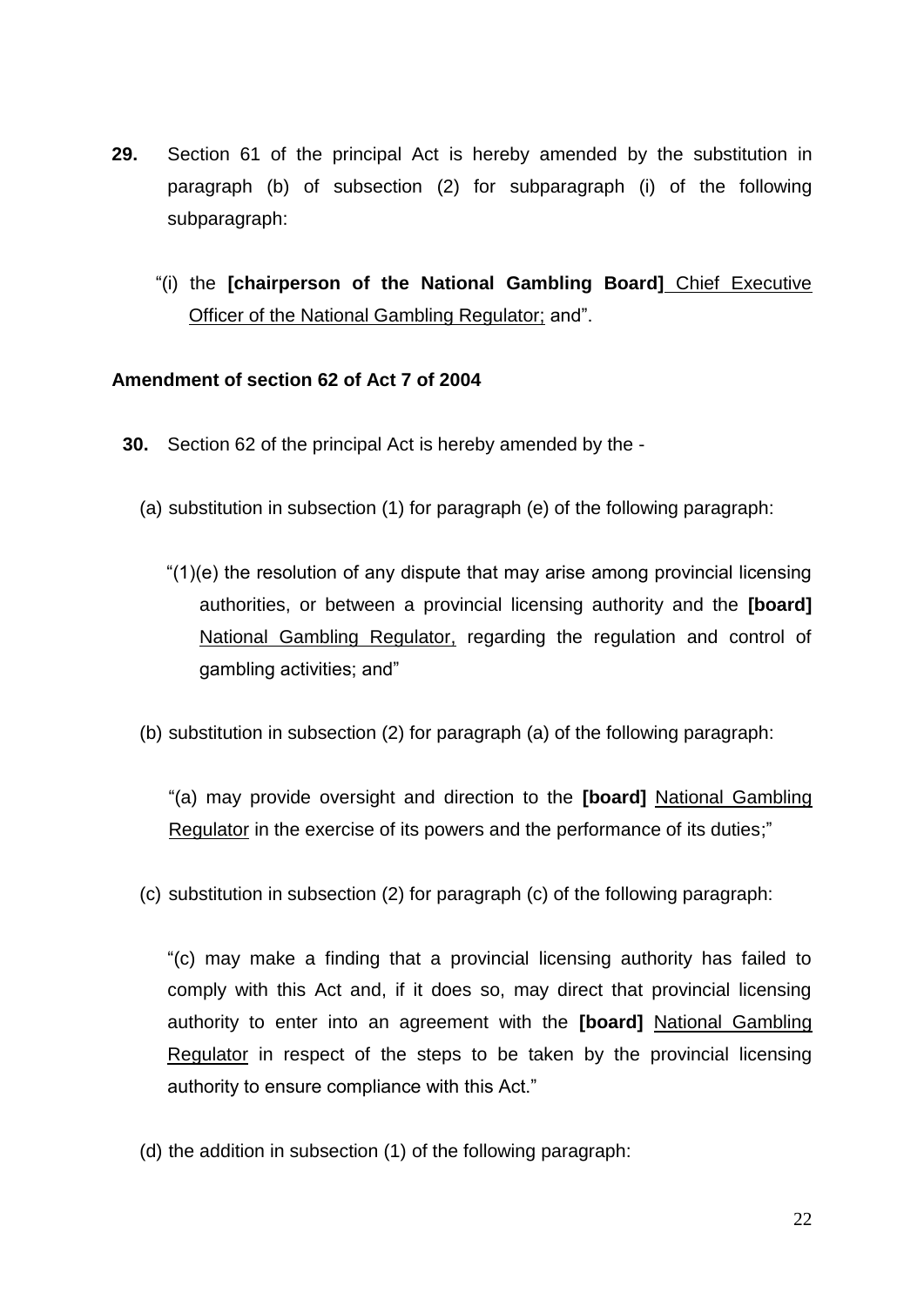**29.** Section 61 of the principal Act is hereby amended by the substitution in paragraph (b) of subsection (2) for subparagraph (i) of the following subparagraph:

"(i) the **[chairperson of the National Gambling Board]** Chief Executive Officer of the National Gambling Regulator; and".

**Amendment of section 62 of Act 7 of 2004**

**30.** Section 62 of the principal Act is hereby amended by the -

(a) substitution in subsection (1) for paragraph (e) of the following paragraph:

"(1)(e) the resolution of any dispute that may arise among provincial licensing authorities, or between a provincial licensing authority and the **[board]** National Gambling Regulator, regarding the regulation and control of gambling activities; and"

(b) substitution in subsection (2) for paragraph (a) of the following paragraph:

"(a) may provide oversight and direction to the **[board]** National Gambling Regulator in the exercise of its powers and the performance of its duties;"

(c) substitution in subsection (2) for paragraph (c) of the following paragraph:

"(c) may make a finding that a provincial licensing authority has failed to comply with this Act and, if it does so, may direct that provincial licensing authority to enter into an agreement with the **[board]** National Gambling Regulator in respect of the steps to be taken by the provincial licensing authority to ensure compliance with this Act."

(d) the addition in subsection (1) of the following paragraph: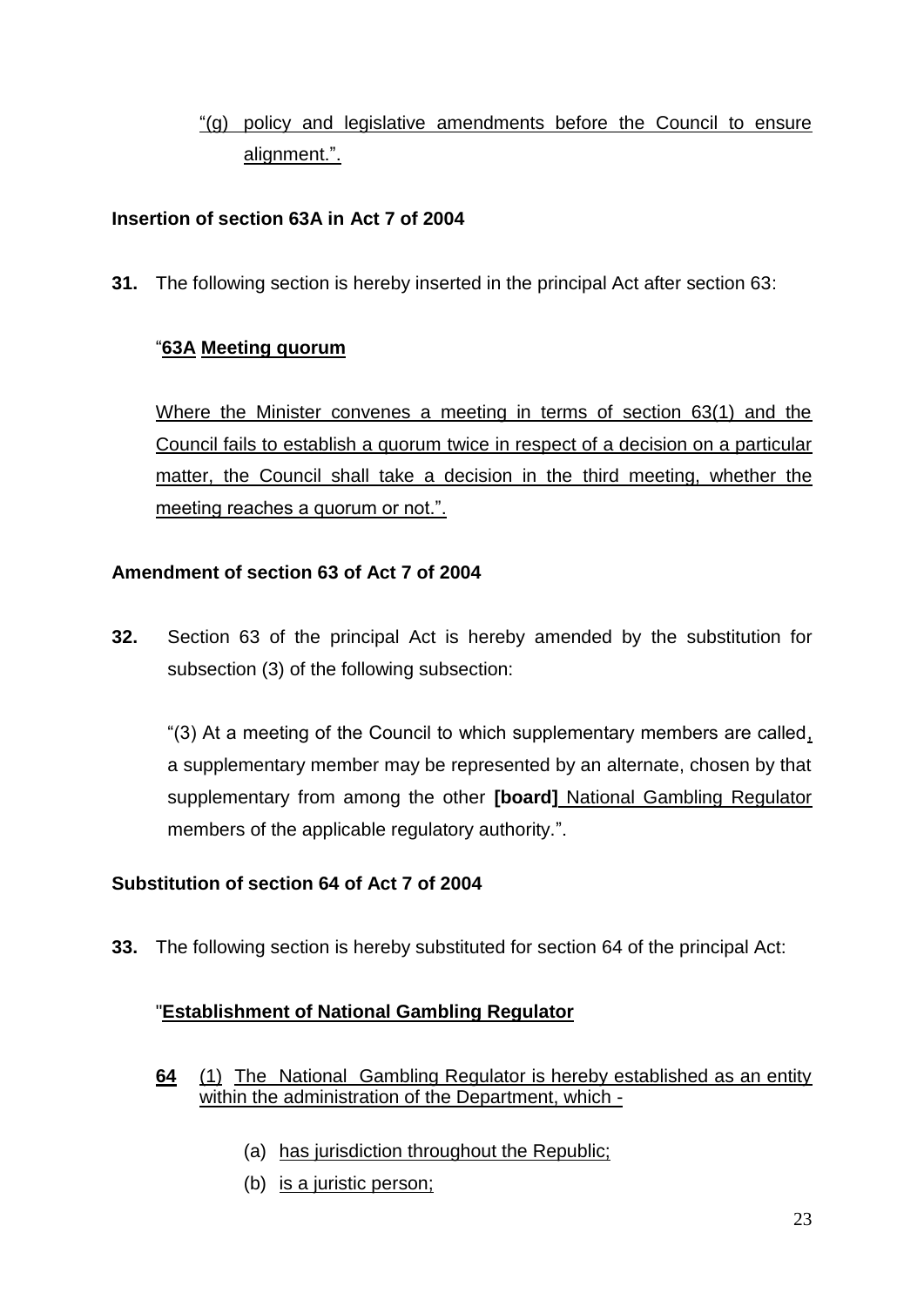"(g) policy and legislative amendments before the Council to ensure alignment.".

**Insertion of section 63A in Act 7 of 2004**

**31.** The following section is hereby inserted in the principal Act after section 63:

"**63A Meeting quorum**

Where the Minister convenes a meeting in terms of section 63(1) and the Council fails to establish a quorum twice in respect of a decision on a particular matter, the Council shall take a decision in the third meeting, whether the meeting reaches a quorum or not.".

**Amendment of section 63 of Act 7 of 2004**

**32.** Section 63 of the principal Act is hereby amended by the substitution for subsection (3) of the following subsection:

"(3) At a meeting of the Council to which supplementary members are called, a supplementary member may be represented by an alternate, chosen by that supplementary from among the other **[board]** National Gambling Regulator members of the applicable regulatory authority.".

**Substitution of section 64 of Act 7 of 2004**

**33.** The following section is hereby substituted for section 64 of the principal Act:

"**Establishment of National Gambling Regulator**

**64** (1) The National Gambling Regulator is hereby established as an entity within the administration of the Department, which -

(a) has jurisdiction throughout the Republic;

(b) is a juristic person;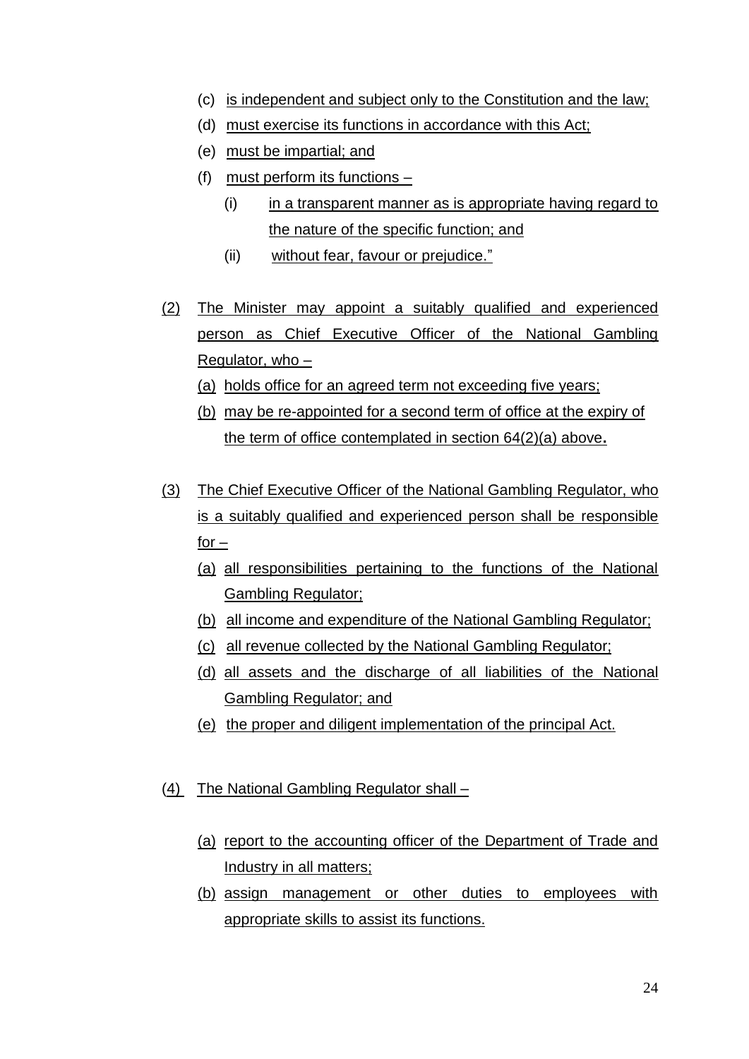(c) is independent and subject only to the Constitution and the law;

(d) must exercise its functions in accordance with this Act;

(e) must be impartial; and

(f) must perform its functions –

  (i) in a transparent manner as is appropriate having regard to the nature of the specific function; and

  (ii) without fear, favour or prejudice."

(2) The Minister may appoint a suitably qualified and experienced person as Chief Executive Officer of the National Gambling Regulator, who –

  (a) holds office for an agreed term not exceeding five years;

  (b) may be re-appointed for a second term of office at the expiry of the term of office contemplated in section 64(2)(a) above**.**

(3) The Chief Executive Officer of the National Gambling Regulator, who is a suitably qualified and experienced person shall be responsible for –

  (a) all responsibilities pertaining to the functions of the National Gambling Regulator;

  (b) all income and expenditure of the National Gambling Regulator;

  (c) all revenue collected by the National Gambling Regulator;

  (d) all assets and the discharge of all liabilities of the National Gambling Regulator; and

  (e) the proper and diligent implementation of the principal Act.

(4) The National Gambling Regulator shall –

  (a) report to the accounting officer of the Department of Trade and Industry in all matters;

  (b) assign management or other duties to employees with appropriate skills to assist its functions.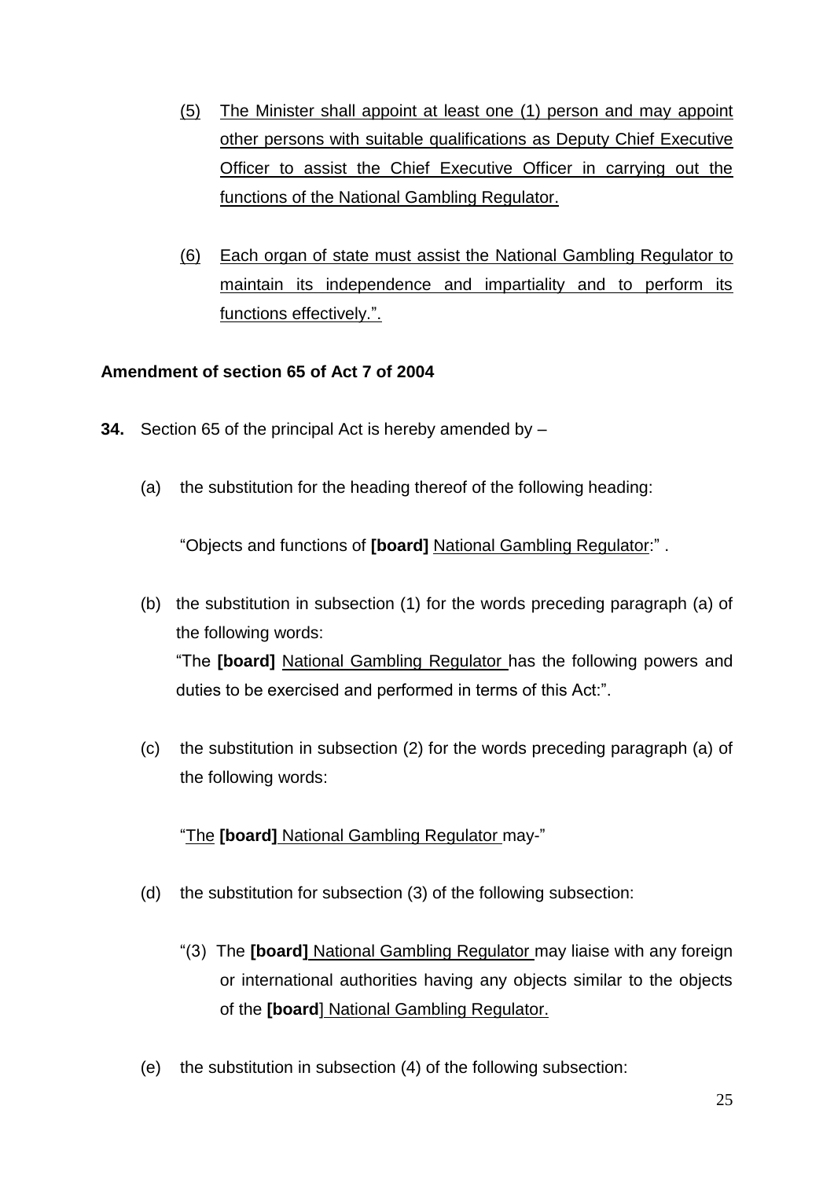(5) The Minister shall appoint at least one (1) person and may appoint other persons with suitable qualifications as Deputy Chief Executive Officer to assist the Chief Executive Officer in carrying out the functions of the National Gambling Regulator.

(6) Each organ of state must assist the National Gambling Regulator to maintain its independence and impartiality and to perform its functions effectively.".

**Amendment of section 65 of Act 7 of 2004**

**34.** Section 65 of the principal Act is hereby amended by –

(a) the substitution for the heading thereof of the following heading:

"Objects and functions of **[board]** National Gambling Regulator:" .

(b) the substitution in subsection (1) for the words preceding paragraph (a) of the following words:
"The **[board]** National Gambling Regulator has the following powers and duties to be exercised and performed in terms of this Act:".

(c) the substitution in subsection (2) for the words preceding paragraph (a) of the following words:

"The **[board]** National Gambling Regulator may-"

(d) the substitution for subsection (3) of the following subsection:

"(3) The **[board]** National Gambling Regulator may liaise with any foreign or international authorities having any objects similar to the objects of the **[board]** National Gambling Regulator.

(e) the substitution in subsection (4) of the following subsection: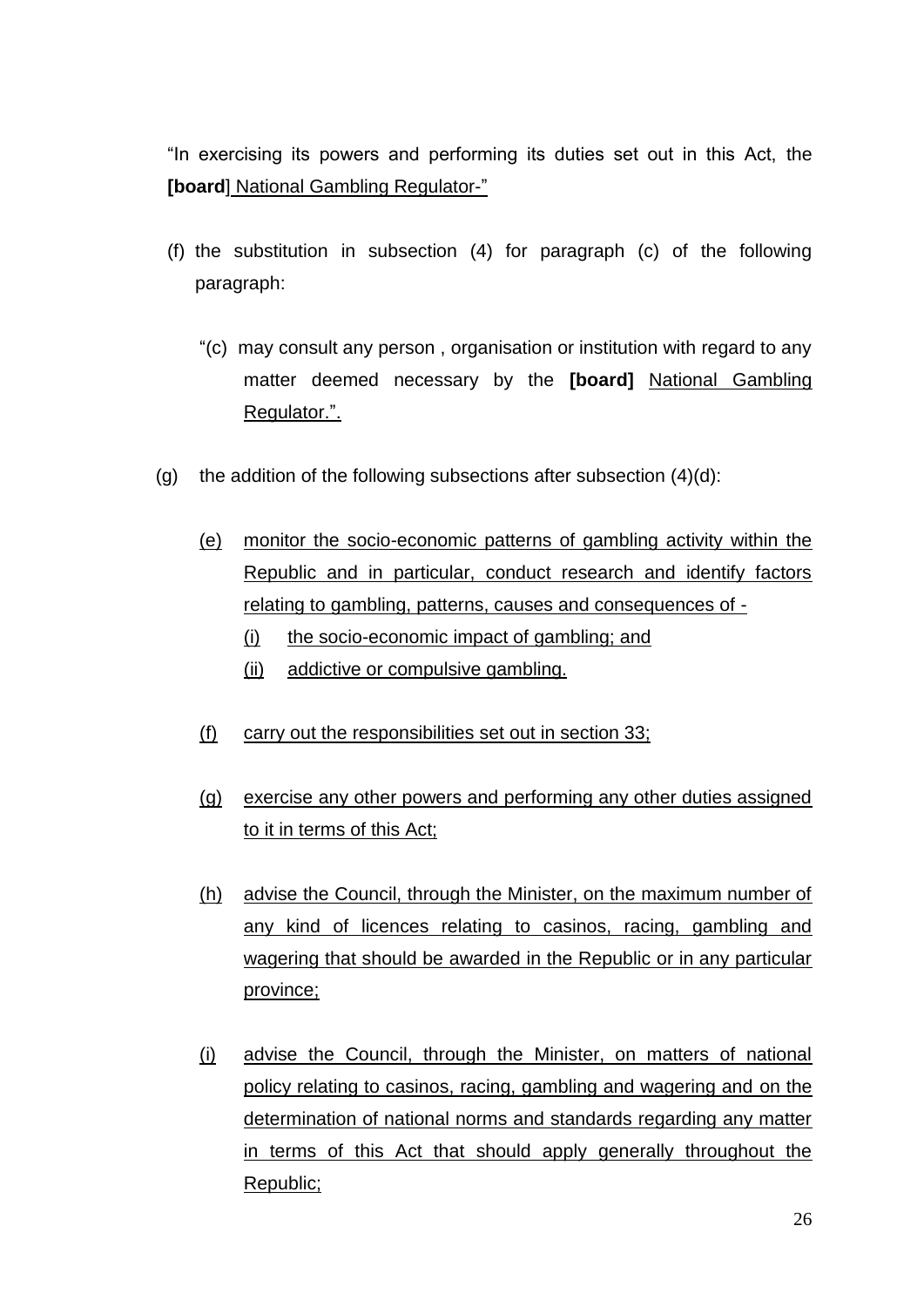"In exercising its powers and performing its duties set out in this Act, the **[board**] <u>National Gambling Regulator-"</u>

(f) the substitution in subsection (4) for paragraph (c) of the following paragraph:

"(c) may consult any person , organisation or institution with regard to any matter deemed necessary by the **[board]** <u>National Gambling Regulator.".</u>

(g) the addition of the following subsections after subsection (4)(d):

<u>(e)</u> <u>monitor the socio-economic patterns of gambling activity within the Republic and in particular, conduct research and identify factors relating to gambling, patterns, causes and consequences of -</u>

<u>(i)</u> <u>the socio-economic impact of gambling; and</u>

<u>(ii)</u> <u>addictive or compulsive gambling.</u>

<u>(f)</u> <u>carry out the responsibilities set out in section 33;</u>

<u>(g)</u> <u>exercise any other powers and performing any other duties assigned to it in terms of this Act;</u>

<u>(h)</u> <u>advise the Council, through the Minister, on the maximum number of any kind of licences relating to casinos, racing, gambling and wagering that should be awarded in the Republic or in any particular province;</u>

<u>(i)</u> <u>advise the Council, through the Minister, on matters of national policy relating to casinos, racing, gambling and wagering and on the determination of national norms and standards regarding any matter in terms of this Act that should apply generally throughout the Republic;</u>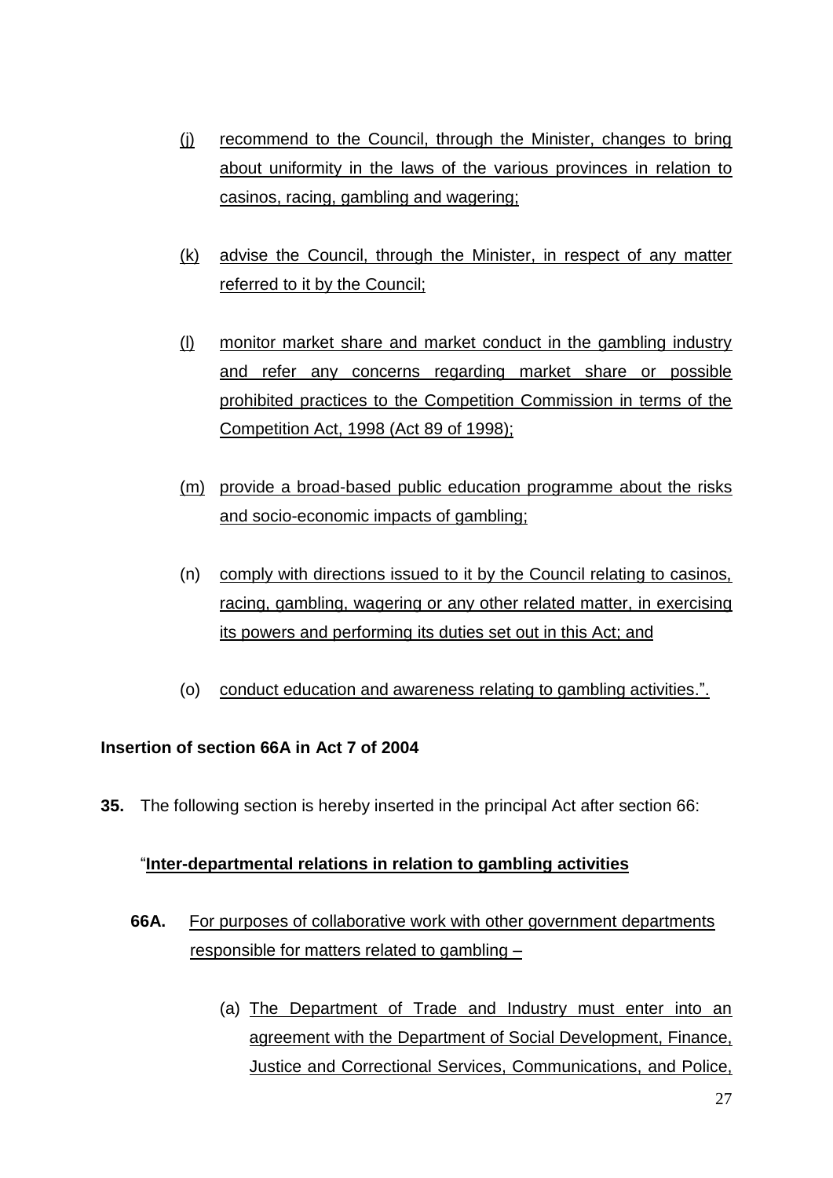(j) recommend to the Council, through the Minister, changes to bring about uniformity in the laws of the various provinces in relation to casinos, racing, gambling and wagering;

(k) advise the Council, through the Minister, in respect of any matter referred to it by the Council;

(l) monitor market share and market conduct in the gambling industry and refer any concerns regarding market share or possible prohibited practices to the Competition Commission in terms of the Competition Act, 1998 (Act 89 of 1998);

(m) provide a broad-based public education programme about the risks and socio-economic impacts of gambling;

(n) comply with directions issued to it by the Council relating to casinos, racing, gambling, wagering or any other related matter, in exercising its powers and performing its duties set out in this Act; and

(o) conduct education and awareness relating to gambling activities.".

**Insertion of section 66A in Act 7 of 2004**

**35.** The following section is hereby inserted in the principal Act after section 66:

"**Inter-departmental relations in relation to gambling activities**

**66A.** For purposes of collaborative work with other government departments responsible for matters related to gambling –

(a) The Department of Trade and Industry must enter into an agreement with the Department of Social Development, Finance, Justice and Correctional Services, Communications, and Police,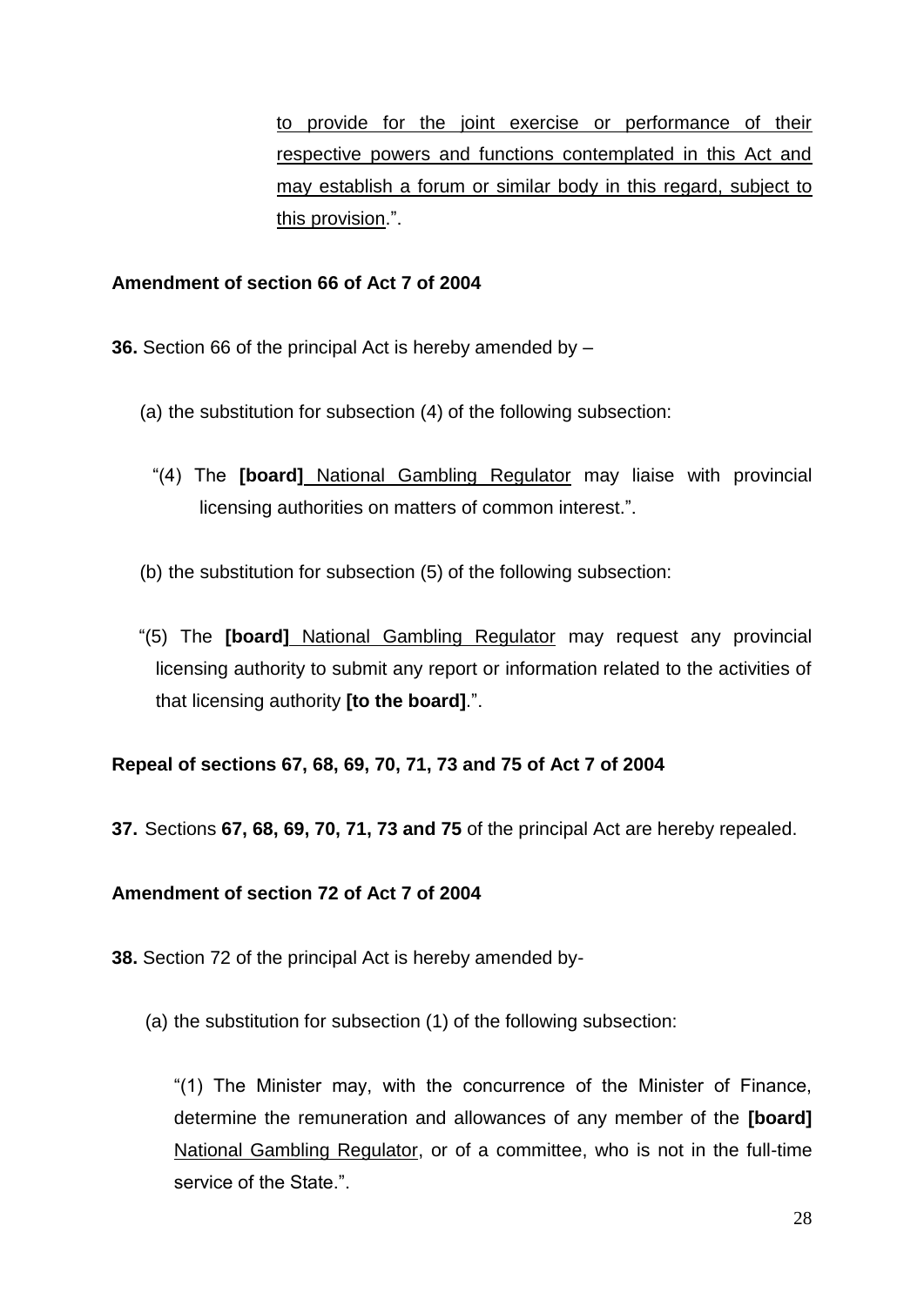to provide for the joint exercise or performance of their respective powers and functions contemplated in this Act and may establish a forum or similar body in this regard, subject to this provision.".

**Amendment of section 66 of Act 7 of 2004**

**36.** Section 66 of the principal Act is hereby amended by –

(a) the substitution for subsection (4) of the following subsection:

"(4) The **[board]** National Gambling Regulator may liaise with provincial licensing authorities on matters of common interest.".

(b) the substitution for subsection (5) of the following subsection:

"(5) The **[board]** National Gambling Regulator may request any provincial licensing authority to submit any report or information related to the activities of that licensing authority **[to the board]**.".

**Repeal of sections 67, 68, 69, 70, 71, 73 and 75 of Act 7 of 2004**

**37.** Sections **67, 68, 69, 70, 71, 73 and 75** of the principal Act are hereby repealed.

**Amendment of section 72 of Act 7 of 2004**

**38.** Section 72 of the principal Act is hereby amended by-

(a) the substitution for subsection (1) of the following subsection:

"(1) The Minister may, with the concurrence of the Minister of Finance, determine the remuneration and allowances of any member of the **[board]** National Gambling Regulator, or of a committee, who is not in the full-time service of the State.".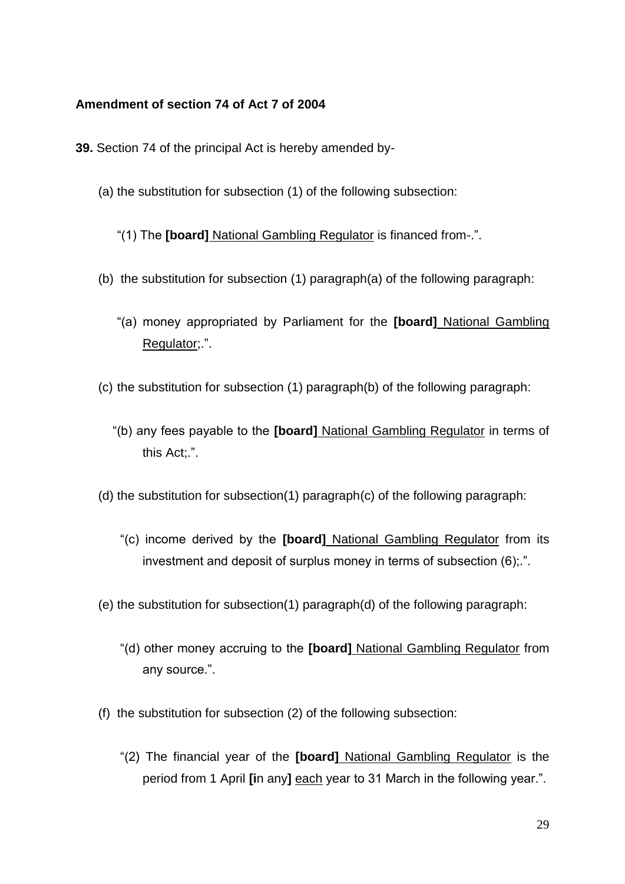**Amendment of section 74 of Act 7 of 2004**

**39.** Section 74 of the principal Act is hereby amended by-

(a) the substitution for subsection (1) of the following subsection:

"(1) The **[board]** <u>National Gambling Regulator</u> is financed from-.".

(b) the substitution for subsection (1) paragraph(a) of the following paragraph:

"(a) money appropriated by Parliament for the **[board]** <u>National Gambling Regulator</u>;.".

(c) the substitution for subsection (1) paragraph(b) of the following paragraph:

"(b) any fees payable to the **[board]** <u>National Gambling Regulator</u> in terms of this Act;.".

(d) the substitution for subsection(1) paragraph(c) of the following paragraph:

"(c) income derived by the **[board]** <u>National Gambling Regulator</u> from its investment and deposit of surplus money in terms of subsection (6);.".

(e) the substitution for subsection(1) paragraph(d) of the following paragraph:

"(d) other money accruing to the **[board]** <u>National Gambling Regulator</u> from any source.".

(f) the substitution for subsection (2) of the following subsection:

"(2) The financial year of the **[board]** <u>National Gambling Regulator</u> is the period from 1 April **[i**n any**]** <u>each</u> year to 31 March in the following year.".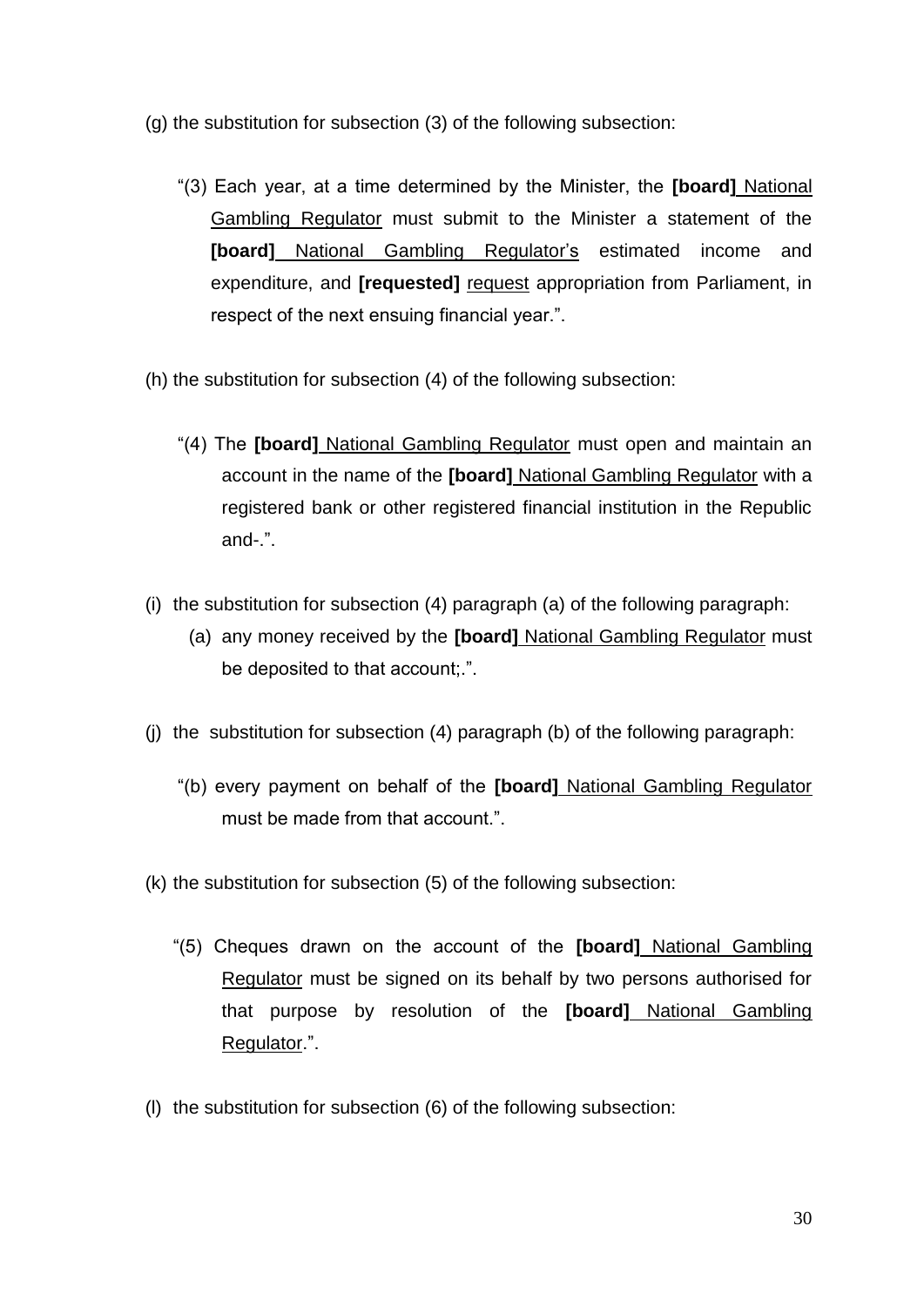(g) the substitution for subsection (3) of the following subsection:

"(3) Each year, at a time determined by the Minister, the **[board]** <u>National Gambling Regulator</u> must submit to the Minister a statement of the **[board]** <u>National Gambling Regulator's</u> estimated income and expenditure, and **[requested]** <u>request</u> appropriation from Parliament, in respect of the next ensuing financial year.".

(h) the substitution for subsection (4) of the following subsection:

"(4) The **[board]** <u>National Gambling Regulator</u> must open and maintain an account in the name of the **[board]** <u>National Gambling Regulator</u> with a registered bank or other registered financial institution in the Republic and-.".

(i) the substitution for subsection (4) paragraph (a) of the following paragraph:

(a) any money received by the **[board]** <u>National Gambling Regulator</u> must be deposited to that account;.".

(j) the substitution for subsection (4) paragraph (b) of the following paragraph:

"(b) every payment on behalf of the **[board]** <u>National Gambling Regulator</u> must be made from that account.".

(k) the substitution for subsection (5) of the following subsection:

"(5) Cheques drawn on the account of the **[board]** <u>National Gambling Regulator</u> must be signed on its behalf by two persons authorised for that purpose by resolution of the **[board]** <u>National Gambling Regulator</u>.".

(l) the substitution for subsection (6) of the following subsection: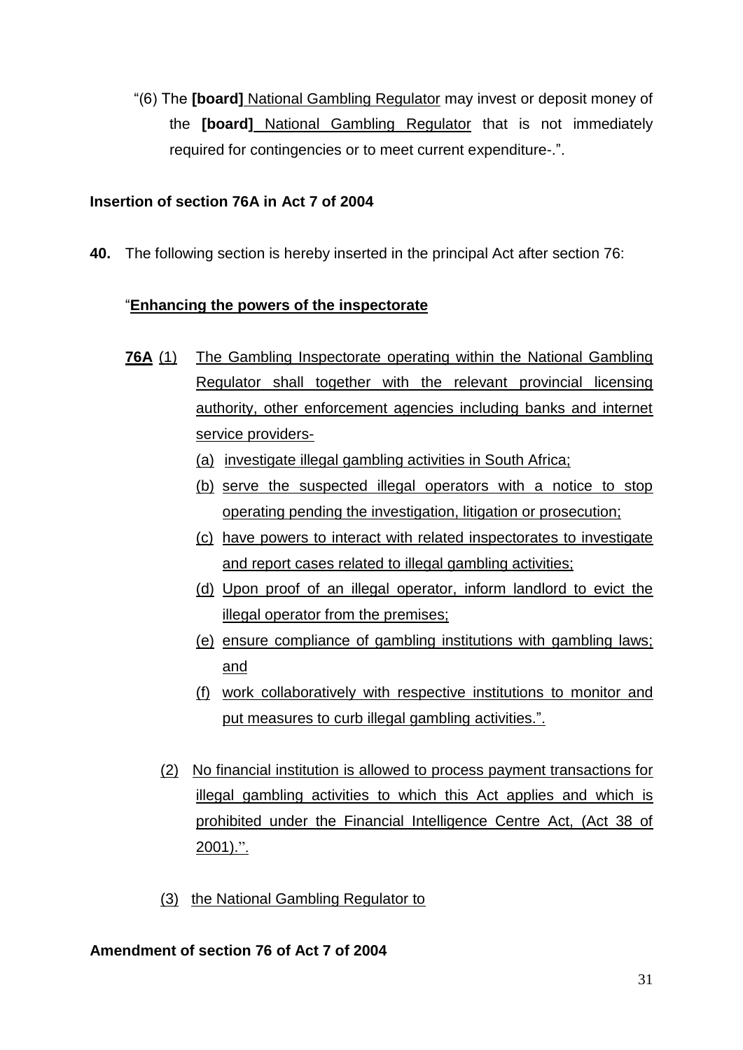"(6) The **[board]** National Gambling Regulator may invest or deposit money of the **[board]** National Gambling Regulator that is not immediately required for contingencies or to meet current expenditure-.".

**Insertion of section 76A in Act 7 of 2004**

**40.** The following section is hereby inserted in the principal Act after section 76:

"**Enhancing the powers of the inspectorate**

**76A** (1) The Gambling Inspectorate operating within the National Gambling Regulator shall together with the relevant provincial licensing authority, other enforcement agencies including banks and internet service providers-

(a) investigate illegal gambling activities in South Africa;

(b) serve the suspected illegal operators with a notice to stop operating pending the investigation, litigation or prosecution;

(c) have powers to interact with related inspectorates to investigate and report cases related to illegal gambling activities;

(d) Upon proof of an illegal operator, inform landlord to evict the illegal operator from the premises;

(e) ensure compliance of gambling institutions with gambling laws; and

(f) work collaboratively with respective institutions to monitor and put measures to curb illegal gambling activities.".

(2) No financial institution is allowed to process payment transactions for illegal gambling activities to which this Act applies and which is prohibited under the Financial Intelligence Centre Act, (Act 38 of 2001).".

(3) the National Gambling Regulator to

**Amendment of section 76 of Act 7 of 2004**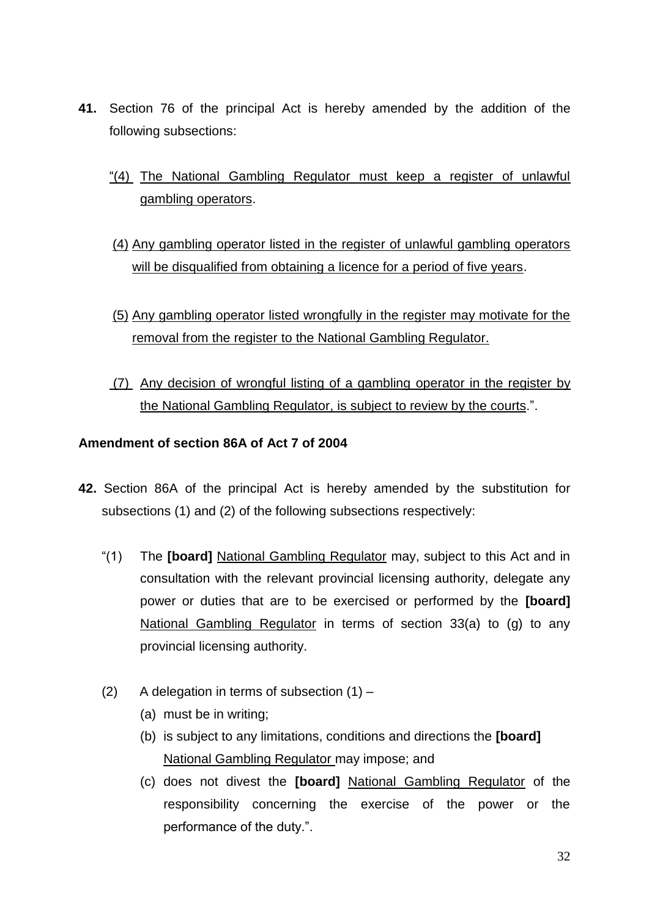**41.** Section 76 of the principal Act is hereby amended by the addition of the following subsections:

"(4) The National Gambling Regulator must keep a register of unlawful gambling operators.

(4) Any gambling operator listed in the register of unlawful gambling operators will be disqualified from obtaining a licence for a period of five years.

(5) Any gambling operator listed wrongfully in the register may motivate for the removal from the register to the National Gambling Regulator.

(7) Any decision of wrongful listing of a gambling operator in the register by the National Gambling Regulator, is subject to review by the courts.".

**Amendment of section 86A of Act 7 of 2004**

**42.** Section 86A of the principal Act is hereby amended by the substitution for subsections (1) and (2) of the following subsections respectively:

"(1) The **[board]** National Gambling Regulator may, subject to this Act and in consultation with the relevant provincial licensing authority, delegate any power or duties that are to be exercised or performed by the **[board]** National Gambling Regulator in terms of section 33(a) to (g) to any provincial licensing authority.

(2) A delegation in terms of subsection (1) –

(a) must be in writing;

(b) is subject to any limitations, conditions and directions the **[board]** National Gambling Regulator may impose; and

(c) does not divest the **[board]** National Gambling Regulator of the responsibility concerning the exercise of the power or the performance of the duty.".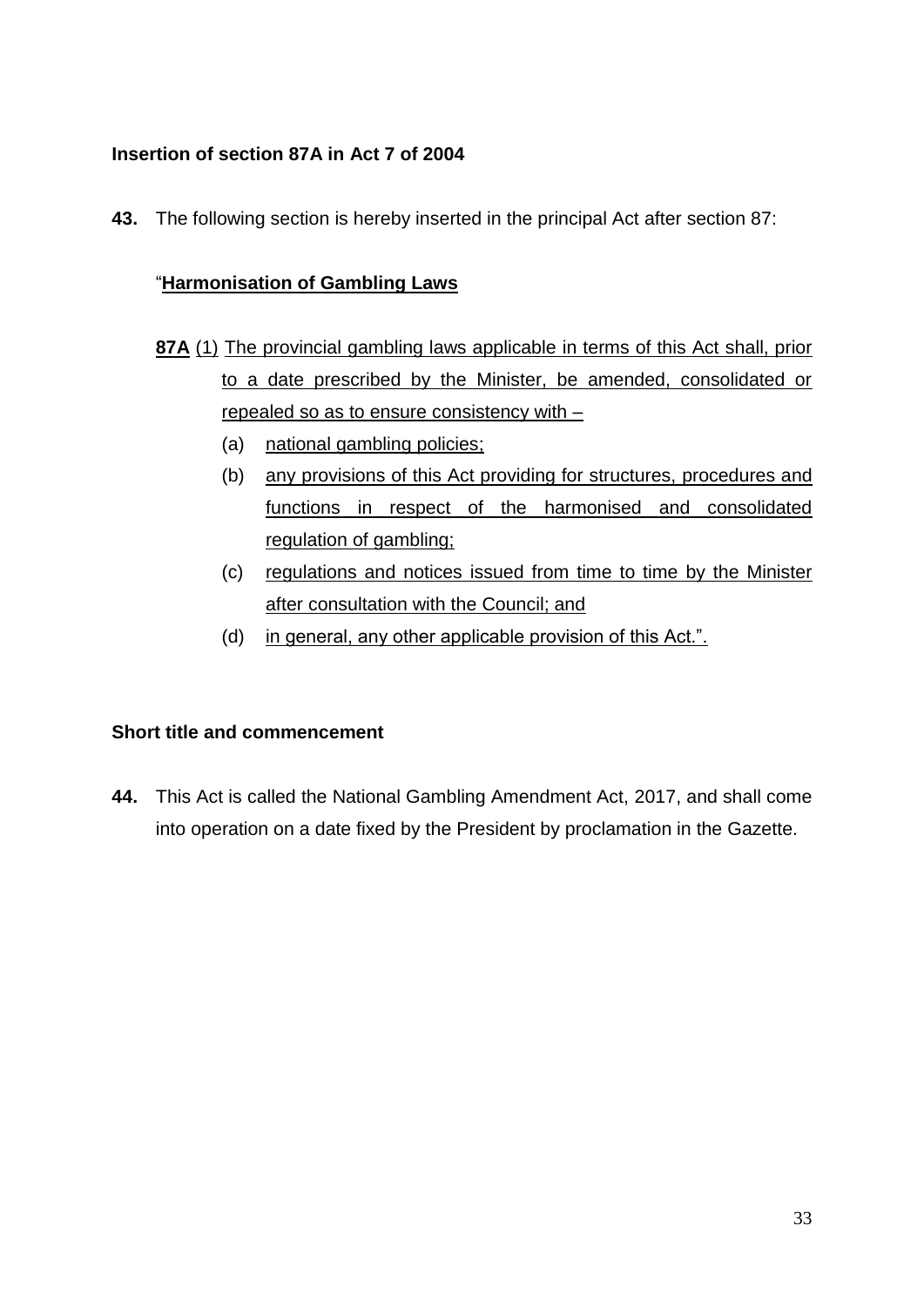**Insertion of section 87A in Act 7 of 2004**

**43.** The following section is hereby inserted in the principal Act after section 87:

"**Harmonisation of Gambling Laws**

**87A** (1) The provincial gambling laws applicable in terms of this Act shall, prior to a date prescribed by the Minister, be amended, consolidated or repealed so as to ensure consistency with –

(a) national gambling policies;

(b) any provisions of this Act providing for structures, procedures and functions in respect of the harmonised and consolidated regulation of gambling;

(c) regulations and notices issued from time to time by the Minister after consultation with the Council; and

(d) in general, any other applicable provision of this Act.".

**Short title and commencement**

**44.** This Act is called the National Gambling Amendment Act, 2017, and shall come into operation on a date fixed by the President by proclamation in the Gazette.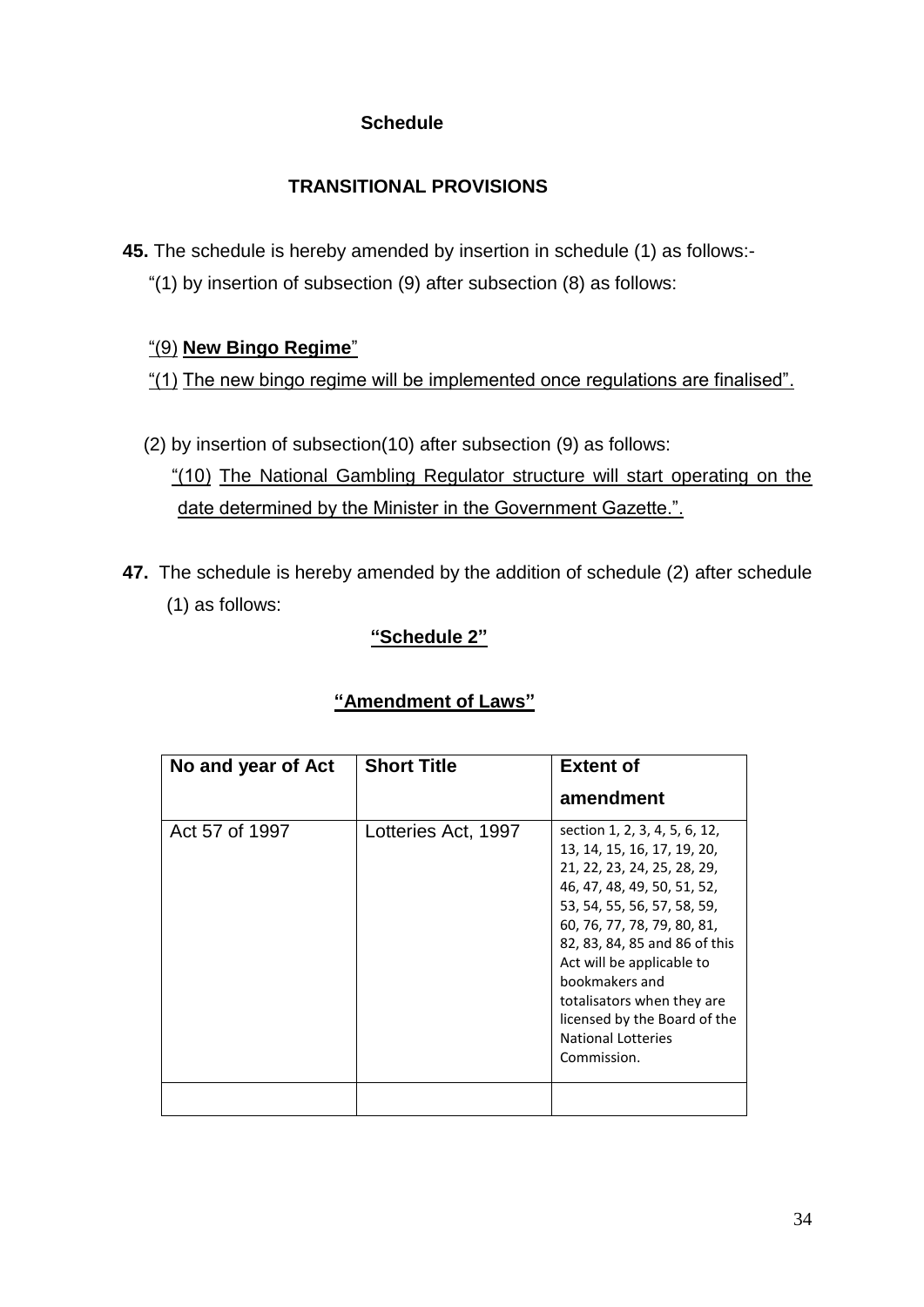**Schedule**

**TRANSITIONAL PROVISIONS**

**45.** The schedule is hereby amended by insertion in schedule (1) as follows:-

"(1) by insertion of subsection (9) after subsection (8) as follows:

<u>"(9)</u> <u>**New Bingo Regime**</u>"

<u>"(1) The new bingo regime will be implemented once regulations are finalised".</u>

(2) by insertion of subsection(10) after subsection (9) as follows:

<u>"(10) The National Gambling Regulator structure will start operating on the date determined by the Minister in the Government Gazette.".</u>

**47.** The schedule is hereby amended by the addition of schedule (2) after schedule (1) as follows:

<u>**"Schedule 2"**</u>

<u>**"Amendment of Laws"**</u>

| No and year of Act | Short Title | Extent of amendment |
|---|---|---|
| Act 57 of 1997 | Lotteries Act, 1997 | section 1, 2, 3, 4, 5, 6, 12, 13, 14, 15, 16, 17, 19, 20, 21, 22, 23, 24, 25, 28, 29, 46, 47, 48, 49, 50, 51, 52, 53, 54, 55, 56, 57, 58, 59, 60, 76, 77, 78, 79, 80, 81, 82, 83, 84, 85 and 86 of this Act will be applicable to bookmakers and totalisators when they are licensed by the Board of the National Lotteries Commission. |
| | | |